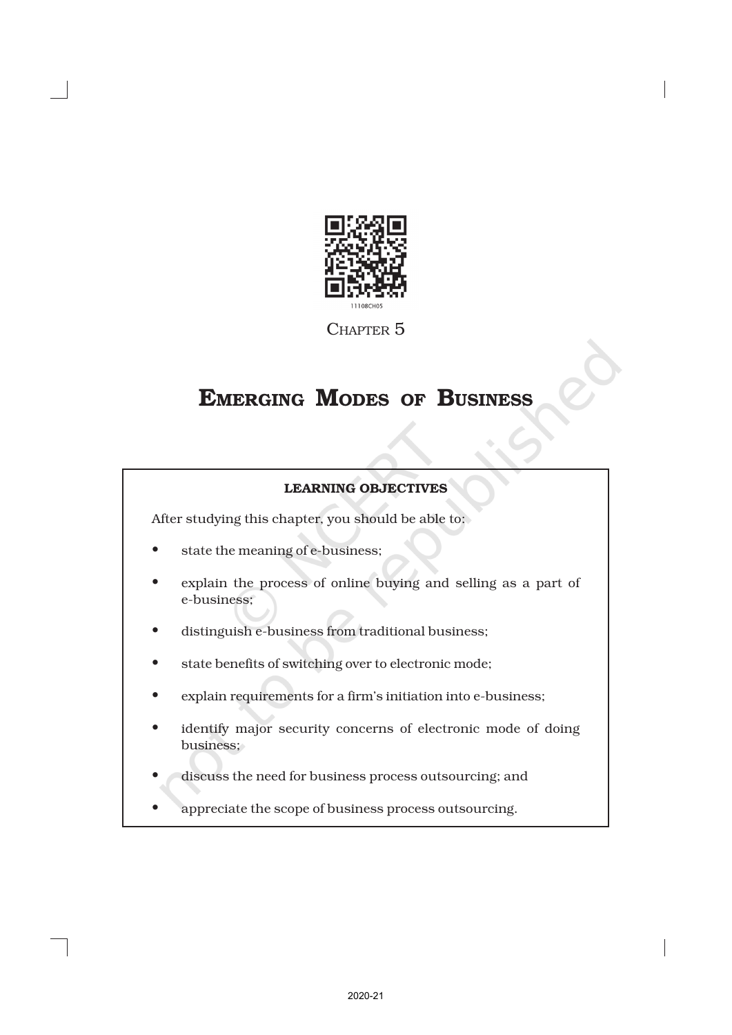Chapter 5

# Emerging Modes of Business

**LEARNING OBJECTIVES**

After studying this chapter, you should be able to:

- state the meaning of e-business;
- explain the process of online buying and selling as a part of e-business;
- distinguish e-business from traditional business;
- state benefits of switching over to electronic mode;
- explain requirements for a firm's initiation into e-business;
- identify major security concerns of electronic mode of doing business;
- discuss the need for business process outsourcing; and
- appreciate the scope of business process outsourcing.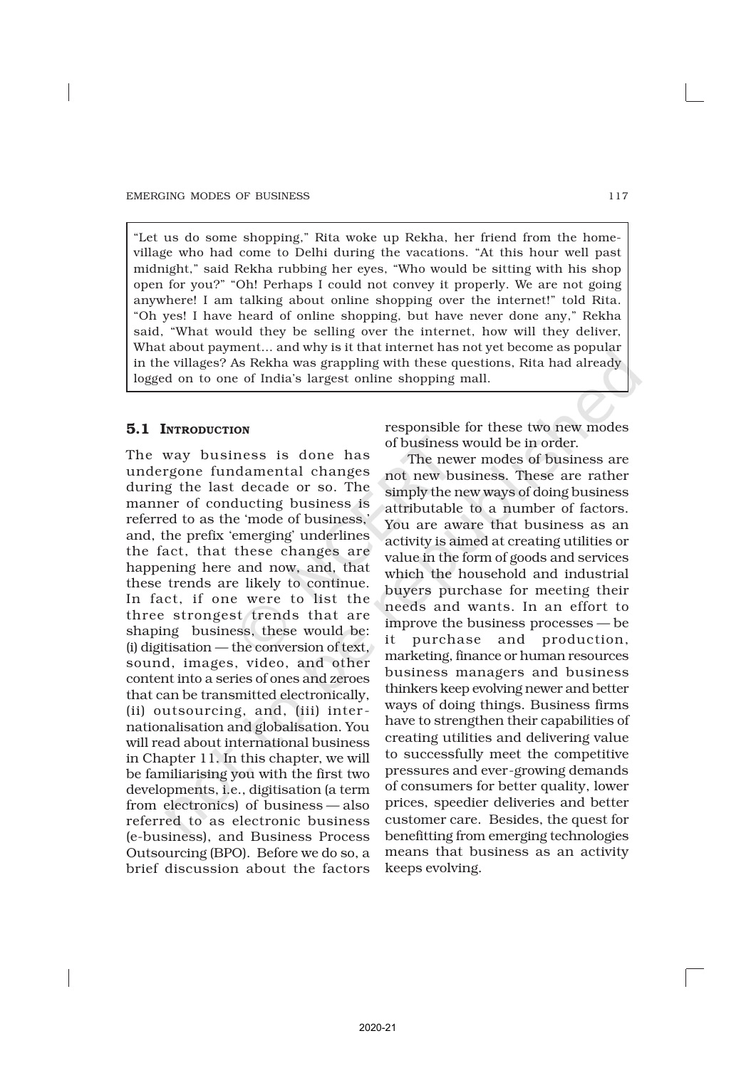> "Let us do some shopping," Rita woke up Rekha, her friend from the home-village who had come to Delhi during the vacations. "At this hour well past midnight," said Rekha rubbing her eyes, "Who would be sitting with his shop open for you?" "Oh! Perhaps I could not convey it properly. We are not going anywhere! I am talking about online shopping over the internet!" told Rita. "Oh yes! I have heard of online shopping, but have never done any," Rekha said, "What would they be selling over the internet, how will they deliver, What about payment... and why is it that internet has not yet become as popular in the villages? As Rekha was grappling with these questions, Rita had already logged on to one of India's largest online shopping mall.

## 5.1 Introduction

The way business is done has undergone fundamental changes during the last decade or so. The manner of conducting business is referred to as the 'mode of business,' and, the prefix 'emerging' underlines the fact, that these changes are happening here and now, and, that these trends are likely to continue. In fact, if one were to list the three strongest trends that are shaping business, these would be: (i) digitisation — the conversion of text, sound, images, video, and other content into a series of ones and zeroes that can be transmitted electronically, (ii) outsourcing, and, (iii) internationalisation and globalisation. You will read about international business in Chapter 11. In this chapter, we will be familiarising you with the first two developments, i.e., digitisation (a term from electronics) of business — also referred to as electronic business (e-business), and Business Process Outsourcing (BPO). Before we do so, a brief discussion about the factors responsible for these two new modes of business would be in order.

The newer modes of business are not new business. These are rather simply the new ways of doing business attributable to a number of factors. You are aware that business as an activity is aimed at creating utilities or value in the form of goods and services which the household and industrial buyers purchase for meeting their needs and wants. In an effort to improve the business processes — be it purchase and production, marketing, finance or human resources business managers and business thinkers keep evolving newer and better ways of doing things. Business firms have to strengthen their capabilities of creating utilities and delivering value to successfully meet the competitive pressures and ever-growing demands of consumers for better quality, lower prices, speedier deliveries and better customer care. Besides, the quest for benefitting from emerging technologies means that business as an activity keeps evolving.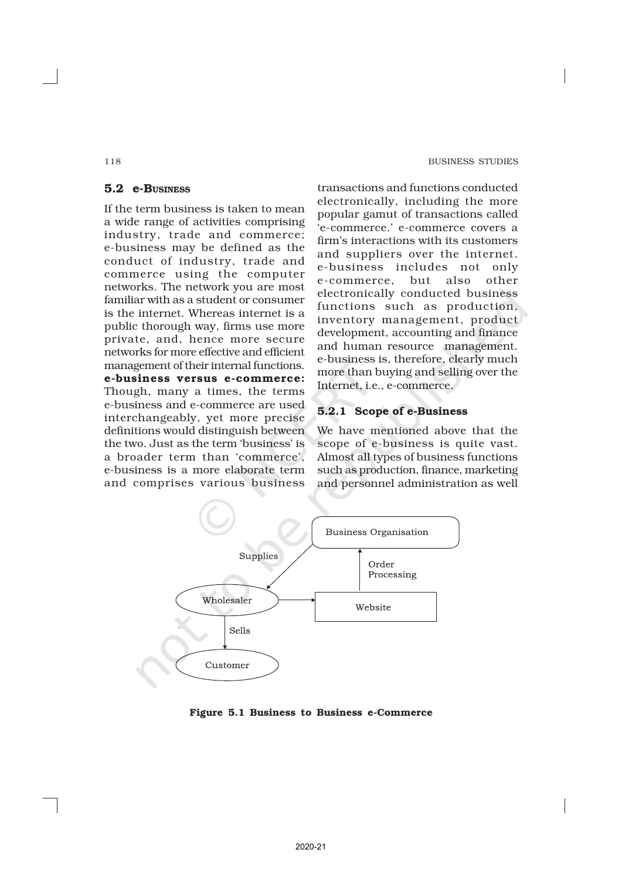## 5.2 e-Business

If the term business is taken to mean a wide range of activities comprising industry, trade and commerce; e-business may be defined as the conduct of industry, trade and commerce using the computer networks. The network you are most familiar with as a student or consumer is the internet. Whereas internet is a public thorough way, firms use more private, and, hence more secure networks for more effective and efficient management of their internal functions.

**e-business versus e-commerce:** Though, many a times, the terms e-business and e-commerce are used interchangeably, yet more precise definitions would distinguish between the two. Just as the term 'business' is a broader term than 'commerce', e-business is a more elaborate term and comprises various business transactions and functions conducted electronically, including the more popular gamut of transactions called 'e-commerce.' e-commerce covers a firm's interactions with its customers and suppliers over the internet. e-business includes not only e-commerce, but also other electronically conducted business functions such as production, inventory management, product development, accounting and finance and human resource management. e-business is, therefore, clearly much more than buying and selling over the Internet, i.e., e-commerce.

### 5.2.1 Scope of e-Business

We have mentioned above that the scope of e-business is quite vast. Almost all types of business functions such as production, finance, marketing and personnel administration as well

Business Organisation — Supplies → Wholesaler; Wholesaler → Website; Website — Order Processing → Business Organisation; Wholesaler — Sells → Customer

**Figure 5.1 Business to Business e-Commerce**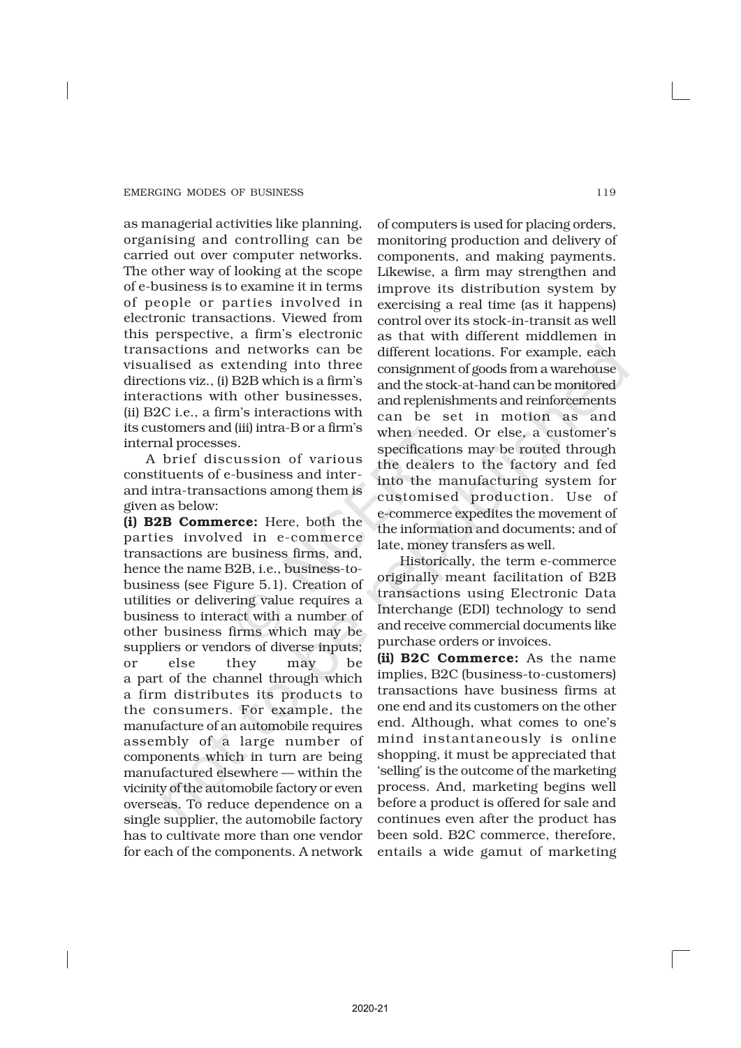as managerial activities like planning, organising and controlling can be carried out over computer networks. The other way of looking at the scope of e-business is to examine it in terms of people or parties involved in electronic transactions. Viewed from this perspective, a firm's electronic transactions and networks can be visualised as extending into three directions viz., (i) B2B which is a firm's interactions with other businesses, (ii) B2C i.e., a firm's interactions with its customers and (iii) intra-B or a firm's internal processes.

A brief discussion of various constituents of e-business and inter- and intra-transactions among them is given as below:

**(i) B2B Commerce:** Here, both the parties involved in e-commerce transactions are business firms, and, hence the name B2B, i.e., business-to-business (see Figure 5.1). Creation of utilities or delivering value requires a business to interact with a number of other business firms which may be suppliers or vendors of diverse inputs; or else they may be a part of the channel through which a firm distributes its products to the consumers. For example, the manufacture of an automobile requires assembly of a large number of components which in turn are being manufactured elsewhere — within the vicinity of the automobile factory or even overseas. To reduce dependence on a single supplier, the automobile factory has to cultivate more than one vendor for each of the components. A network of computers is used for placing orders, monitoring production and delivery of components, and making payments. Likewise, a firm may strengthen and improve its distribution system by exercising a real time (as it happens) control over its stock-in-transit as well as that with different middlemen in different locations. For example, each consignment of goods from a warehouse and the stock-at-hand can be monitored and replenishments and reinforcements can be set in motion as and when needed. Or else, a customer's specifications may be routed through the dealers to the factory and fed into the manufacturing system for customised production. Use of e-commerce expedites the movement of the information and documents; and of late, money transfers as well.

Historically, the term e-commerce originally meant facilitation of B2B transactions using Electronic Data Interchange (EDI) technology to send and receive commercial documents like purchase orders or invoices.

**(ii) B2C Commerce:** As the name implies, B2C (business-to-customers) transactions have business firms at one end and its customers on the other end. Although, what comes to one's mind instantaneously is online shopping, it must be appreciated that 'selling' is the outcome of the marketing process. And, marketing begins well before a product is offered for sale and continues even after the product has been sold. B2C commerce, therefore, entails a wide gamut of marketing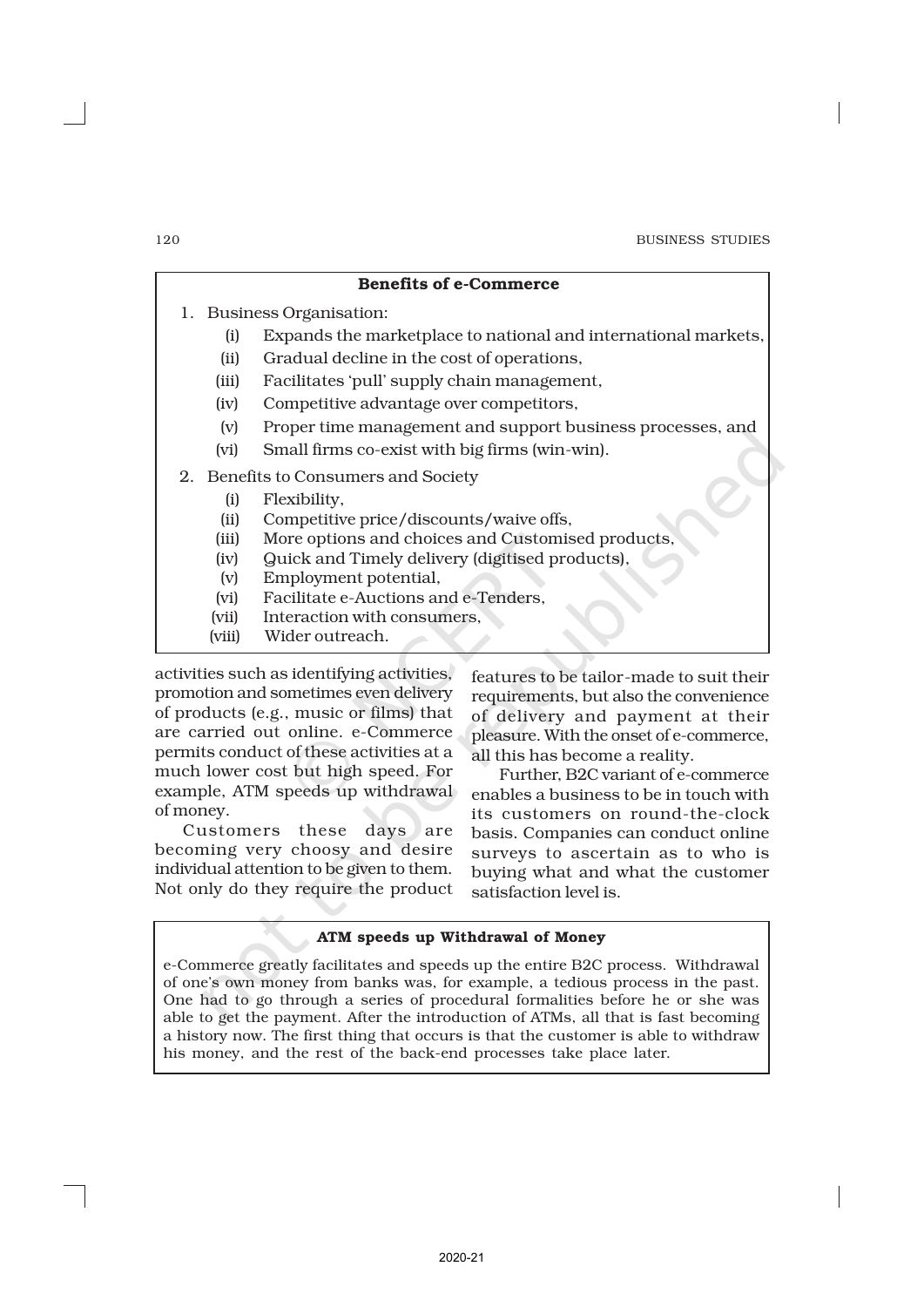**Benefits of e-Commerce**

1. Business Organisation:
   - (i) Expands the marketplace to national and international markets,
   - (ii) Gradual decline in the cost of operations,
   - (iii) Facilitates 'pull' supply chain management,
   - (iv) Competitive advantage over competitors,
   - (v) Proper time management and support business processes, and
   - (vi) Small firms co-exist with big firms (win-win).
2. Benefits to Consumers and Society
   - (i) Flexibility,
   - (ii) Competitive price/discounts/waive offs,
   - (iii) More options and choices and Customised products,
   - (iv) Quick and Timely delivery (digitised products),
   - (v) Employment potential,
   - (vi) Facilitate e-Auctions and e-Tenders,
   - (vii) Interaction with consumers,
   - (viii) Wider outreach.

activities such as identifying activities, promotion and sometimes even delivery of products (e.g., music or films) that are carried out online. e-Commerce permits conduct of these activities at a much lower cost but high speed. For example, ATM speeds up withdrawal of money.

Customers these days are becoming very choosy and desire individual attention to be given to them. Not only do they require the product features to be tailor-made to suit their requirements, but also the convenience of delivery and payment at their pleasure. With the onset of e-commerce, all this has become a reality.

Further, B2C variant of e-commerce enables a business to be in touch with its customers on round-the-clock basis. Companies can conduct online surveys to ascertain as to who is buying what and what the customer satisfaction level is.

**ATM speeds up Withdrawal of Money**

e-Commerce greatly facilitates and speeds up the entire B2C process. Withdrawal of one's own money from banks was, for example, a tedious process in the past. One had to go through a series of procedural formalities before he or she was able to get the payment. After the introduction of ATMs, all that is fast becoming a history now. The first thing that occurs is that the customer is able to withdraw his money, and the rest of the back-end processes take place later.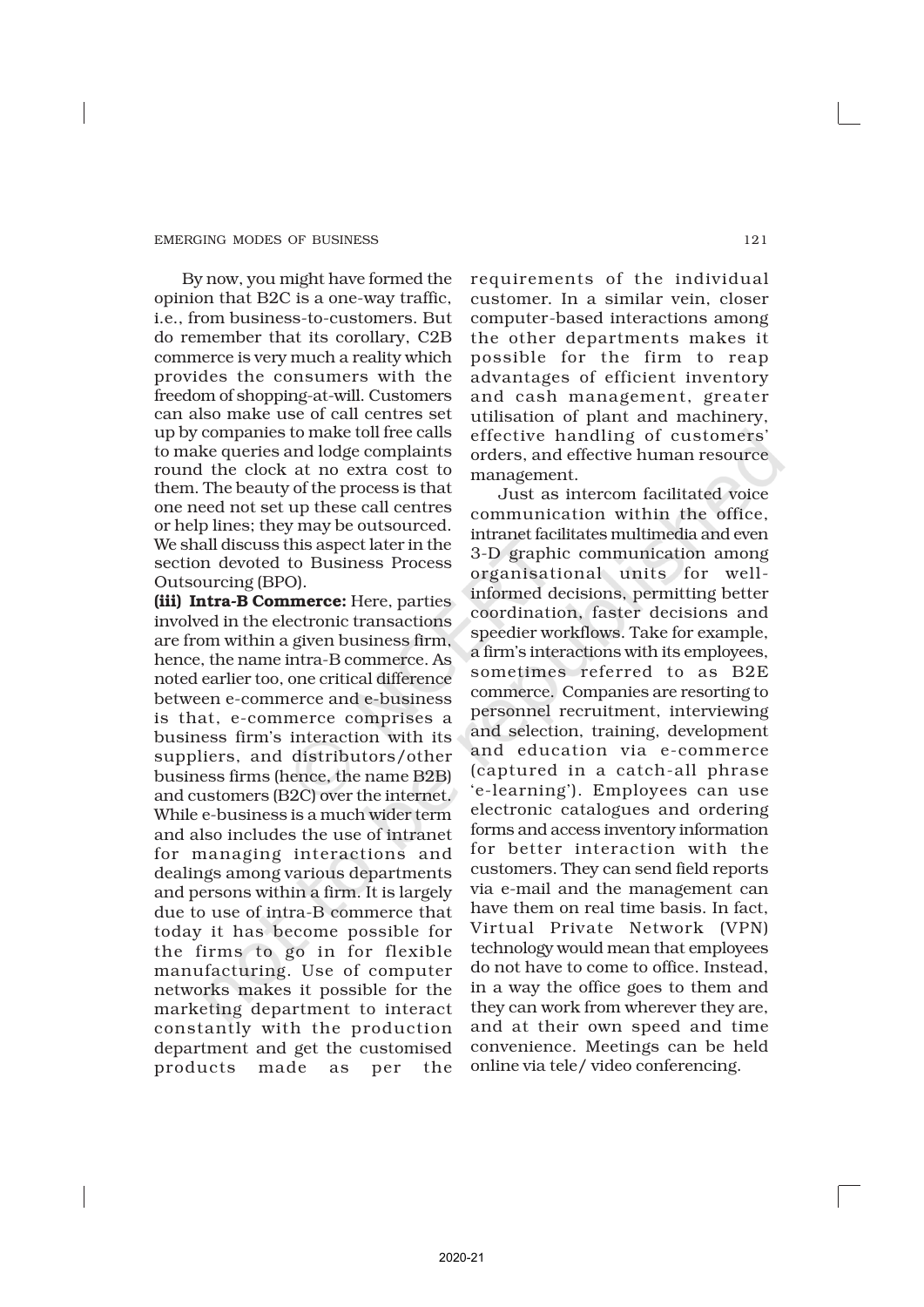By now, you might have formed the opinion that B2C is a one-way traffic, i.e., from business-to-customers. But do remember that its corollary, C2B commerce is very much a reality which provides the consumers with the freedom of shopping-at-will. Customers can also make use of call centres set up by companies to make toll free calls to make queries and lodge complaints round the clock at no extra cost to them. The beauty of the process is that one need not set up these call centres or help lines; they may be outsourced. We shall discuss this aspect later in the section devoted to Business Process Outsourcing (BPO).

**(iii) Intra-B Commerce:** Here, parties involved in the electronic transactions are from within a given business firm, hence, the name intra-B commerce. As noted earlier too, one critical difference between e-commerce and e-business is that, e-commerce comprises a business firm's interaction with its suppliers, and distributors/other business firms (hence, the name B2B) and customers (B2C) over the internet. While e-business is a much wider term and also includes the use of intranet for managing interactions and dealings among various departments and persons within a firm. It is largely due to use of intra-B commerce that today it has become possible for the firms to go in for flexible manufacturing. Use of computer networks makes it possible for the marketing department to interact constantly with the production department and get the customised products made as per the requirements of the individual customer. In a similar vein, closer computer-based interactions among the other departments makes it possible for the firm to reap advantages of efficient inventory and cash management, greater utilisation of plant and machinery, effective handling of customers' orders, and effective human resource management.

Just as intercom facilitated voice communication within the office, intranet facilitates multimedia and even 3-D graphic communication among organisational units for well-informed decisions, permitting better coordination, faster decisions and speedier workflows. Take for example, a firm's interactions with its employees, sometimes referred to as B2E commerce. Companies are resorting to personnel recruitment, interviewing and selection, training, development and education via e-commerce (captured in a catch-all phrase 'e-learning'). Employees can use electronic catalogues and ordering forms and access inventory information for better interaction with the customers. They can send field reports via e-mail and the management can have them on real time basis. In fact, Virtual Private Network (VPN) technology would mean that employees do not have to come to office. Instead, in a way the office goes to them and they can work from wherever they are, and at their own speed and time convenience. Meetings can be held online via tele/ video conferencing.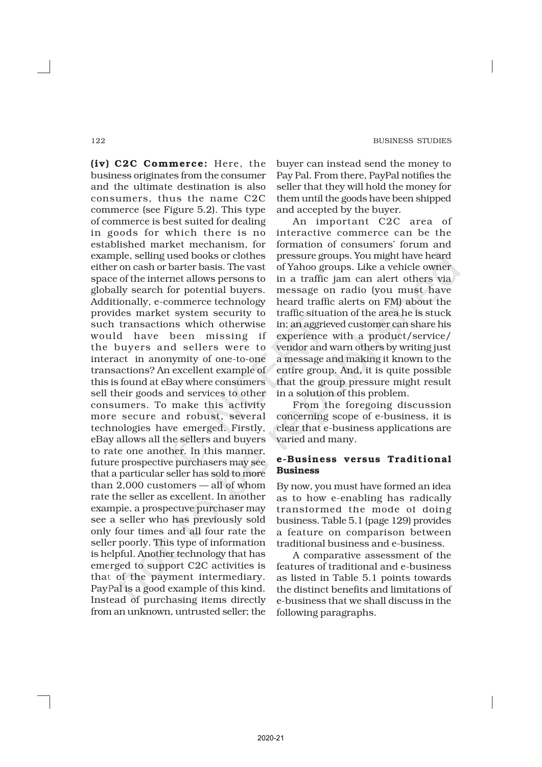**(iv) C2C Commerce:** Here, the business originates from the consumer and the ultimate destination is also consumers, thus the name C2C commerce (see Figure 5.2). This type of commerce is best suited for dealing in goods for which there is no established market mechanism, for example, selling used books or clothes either on cash or barter basis. The vast space of the internet allows persons to globally search for potential buyers. Additionally, e-commerce technology provides market system security to such transactions which otherwise would have been missing if the buyers and sellers were to interact in anonymity of one-to-one transactions? An excellent example of this is found at eBay where consumers sell their goods and services to other consumers. To make this activity more secure and robust, several technologies have emerged. Firstly, eBay allows all the sellers and buyers to rate one another. In this manner, future prospective purchasers may see that a particular seller has sold to more than 2,000 customers — all of whom rate the seller as excellent. In another example, a prospective purchaser may see a seller who has previously sold only four times and all four rate the seller poorly. This type of information is helpful. Another technology that has emerged to support C2C activities is that of the payment intermediary. PayPal is a good example of this kind. Instead of purchasing items directly from an unknown, untrusted seller; the buyer can instead send the money to Pay Pal. From there, PayPal notifies the seller that they will hold the money for them until the goods have been shipped and accepted by the buyer.

An important C2C area of interactive commerce can be the formation of consumers' forum and pressure groups. You might have heard of Yahoo groups. Like a vehicle owner in a traffic jam can alert others via message on radio (you must have heard traffic alerts on FM) about the traffic situation of the area he is stuck in; an aggrieved customer can share his experience with a product/service/vendor and warn others by writing just a message and making it known to the entire group. And, it is quite possible that the group pressure might result in a solution of this problem.

From the foregoing discussion concerning scope of e-business, it is clear that e-business applications are varied and many.

### e-Business versus Traditional Business

By now, you must have formed an idea as to how e-enabling has radically transformed the mode of doing business. Table 5.1 (page 129) provides a feature on comparison between traditional business and e-business.

A comparative assessment of the features of traditional and e-business as listed in Table 5.1 points towards the distinct benefits and limitations of e-business that we shall discuss in the following paragraphs.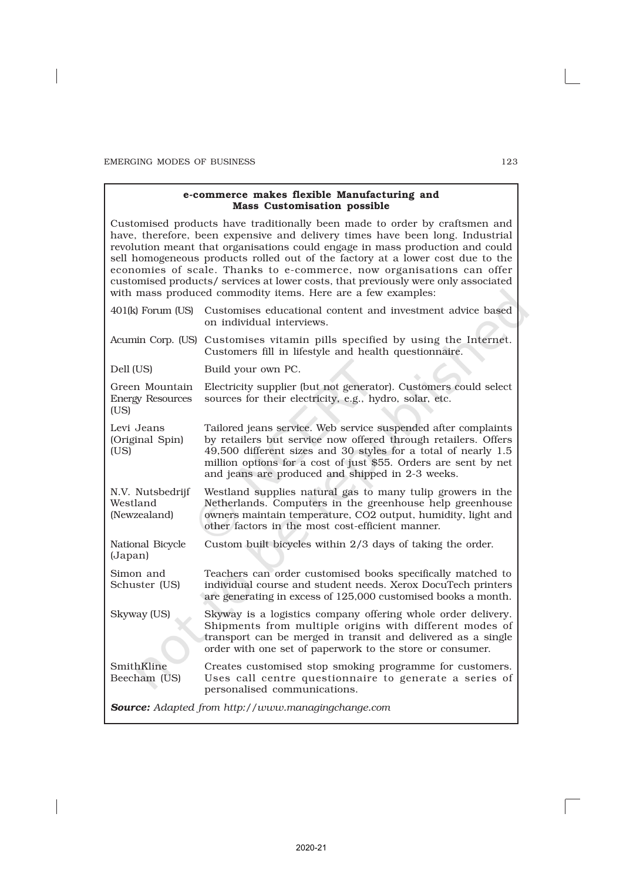### e-commerce makes flexible Manufacturing and Mass Customisation possible

Customised products have traditionally been made to order by craftsmen and have, therefore, been expensive and delivery times have been long. Industrial revolution meant that organisations could engage in mass production and could sell homogeneous products rolled out of the factory at a lower cost due to the economies of scale. Thanks to e-commerce, now organisations can offer customised products/ services at lower costs, that previously were only associated with mass produced commodity items. Here are a few examples:

| | |
|---|---|
| 401(k) Forum (US) | Customises educational content and investment advice based on individual interviews. |
| Acumin Corp. (US) | Customises vitamin pills specified by using the Internet. Customers fill in lifestyle and health questionnaire. |
| Dell (US) | Build your own PC. |
| Green Mountain Energy Resources (US) | Electricity supplier (but not generator). Customers could select sources for their electricity, e.g., hydro, solar, etc. |
| Levi Jeans (Original Spin) (US) | Tailored jeans service. Web service suspended after complaints by retailers but service now offered through retailers. Offers 49,500 different sizes and 30 styles for a total of nearly 1.5 million options for a cost of just $55. Orders are sent by net and jeans are produced and shipped in 2-3 weeks. |
| N.V. Nutsbedrijf Westland (Newzealand) | Westland supplies natural gas to many tulip growers in the Netherlands. Computers in the greenhouse help greenhouse owners maintain temperature, $CO_2$ output, humidity, light and other factors in the most cost-efficient manner. |
| National Bicycle (Japan) | Custom built bicycles within 2/3 days of taking the order. |
| Simon and Schuster (US) | Teachers can order customised books specifically matched to individual course and student needs. Xerox DocuTech printers are generating in excess of 125,000 customised books a month. |
| Skyway (US) | Skyway is a logistics company offering whole order delivery. Shipments from multiple origins with different modes of transport can be merged in transit and delivered as a single order with one set of paperwork to the store or consumer. |
| SmithKline Beecham (US) | Creates customised stop smoking programme for customers. Uses call centre questionnaire to generate a series of personalised communications. |

***Source:*** *Adapted from http://www.managingchange.com*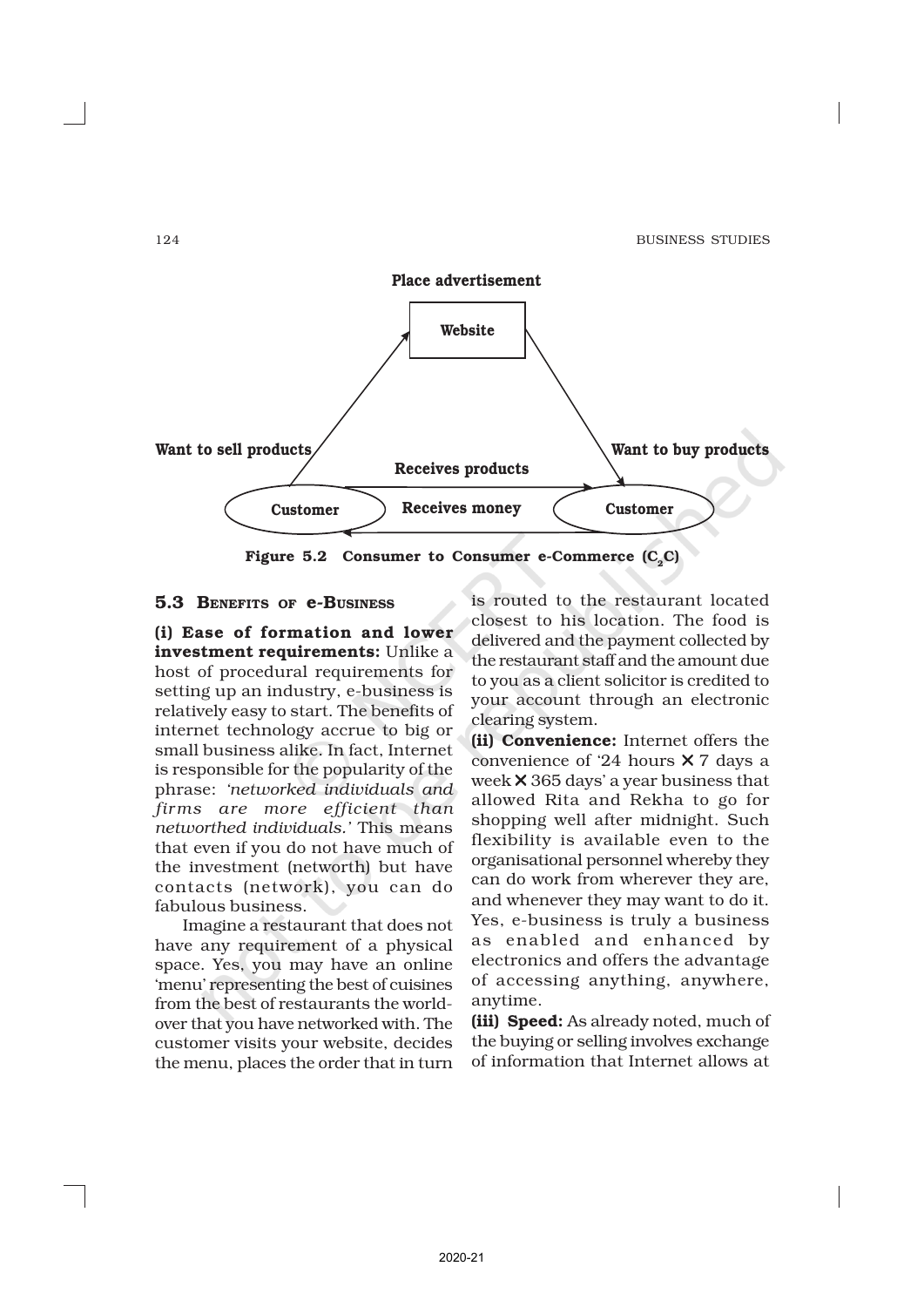Place advertisement

Website

Want to sell products

Want to buy products

Receives products

Customer

Receives money

Customer

Figure 5.2 Consumer to Consumer e-Commerce ($C_2C$)

## 5.3 Benefits of e-Business

**(i) Ease of formation and lower investment requirements:** Unlike a host of procedural requirements for setting up an industry, e-business is relatively easy to start. The benefits of internet technology accrue to big or small business alike. In fact, Internet is responsible for the popularity of the phrase: *'networked individuals and firms are more efficient than networthed individuals.'* This means that even if you do not have much of the investment (networth) but have contacts (network), you can do fabulous business.

Imagine a restaurant that does not have any requirement of a physical space. Yes, you may have an online 'menu' representing the best of cuisines from the best of restaurants the world-over that you have networked with. The customer visits your website, decides the menu, places the order that in turn is routed to the restaurant located closest to his location. The food is delivered and the payment collected by the restaurant staff and the amount due to you as a client solicitor is credited to your account through an electronic clearing system.

**(ii) Convenience:** Internet offers the convenience of '24 hours × 7 days a week × 365 days' a year business that allowed Rita and Rekha to go for shopping well after midnight. Such flexibility is available even to the organisational personnel whereby they can do work from wherever they are, and whenever they may want to do it. Yes, e-business is truly a business as enabled and enhanced by electronics and offers the advantage of accessing anything, anywhere, anytime.

**(iii) Speed:** As already noted, much of the buying or selling involves exchange of information that Internet allows at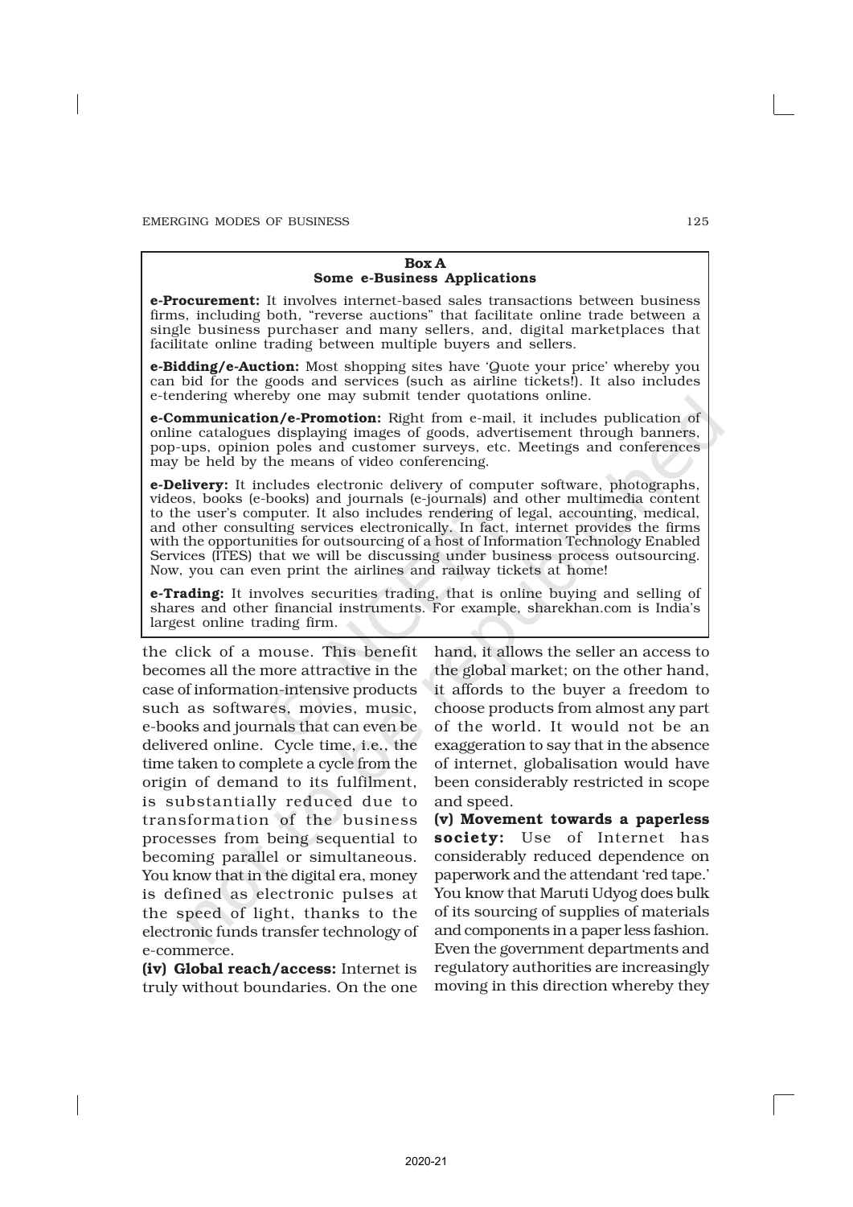**Box A**
**Some e-Business Applications**

**e-Procurement:** It involves internet-based sales transactions between business firms, including both, "reverse auctions" that facilitate online trade between a single business purchaser and many sellers, and, digital marketplaces that facilitate online trading between multiple buyers and sellers.

**e-Bidding/e-Auction:** Most shopping sites have 'Quote your price' whereby you can bid for the goods and services (such as airline tickets!). It also includes e-tendering whereby one may submit tender quotations online.

**e-Communication/e-Promotion:** Right from e-mail, it includes publication of online catalogues displaying images of goods, advertisement through banners, pop-ups, opinion poles and customer surveys, etc. Meetings and conferences may be held by the means of video conferencing.

**e-Delivery:** It includes electronic delivery of computer software, photographs, videos, books (e-books) and journals (e-journals) and other multimedia content to the user's computer. It also includes rendering of legal, accounting, medical, and other consulting services electronically. In fact, internet provides the firms with the opportunities for outsourcing of a host of Information Technology Enabled Services (ITES) that we will be discussing under business process outsourcing. Now, you can even print the airlines and railway tickets at home!

**e-Trading:** It involves securities trading, that is online buying and selling of shares and other financial instruments. For example, sharekhan.com is India's largest online trading firm.

the click of a mouse. This benefit becomes all the more attractive in the case of information-intensive products such as softwares, movies, music, e-books and journals that can even be delivered online. Cycle time, i.e., the time taken to complete a cycle from the origin of demand to its fulfilment, is substantially reduced due to transformation of the business processes from being sequential to becoming parallel or simultaneous. You know that in the digital era, money is defined as electronic pulses at the speed of light, thanks to the electronic funds transfer technology of e-commerce.

**(iv) Global reach/access:** Internet is truly without boundaries. On the one hand, it allows the seller an access to the global market; on the other hand, it affords to the buyer a freedom to choose products from almost any part of the world. It would not be an exaggeration to say that in the absence of internet, globalisation would have been considerably restricted in scope and speed.

**(v) Movement towards a paperless society:** Use of Internet has considerably reduced dependence on paperwork and the attendant 'red tape.' You know that Maruti Udyog does bulk of its sourcing of supplies of materials and components in a paper less fashion. Even the government departments and regulatory authorities are increasingly moving in this direction whereby they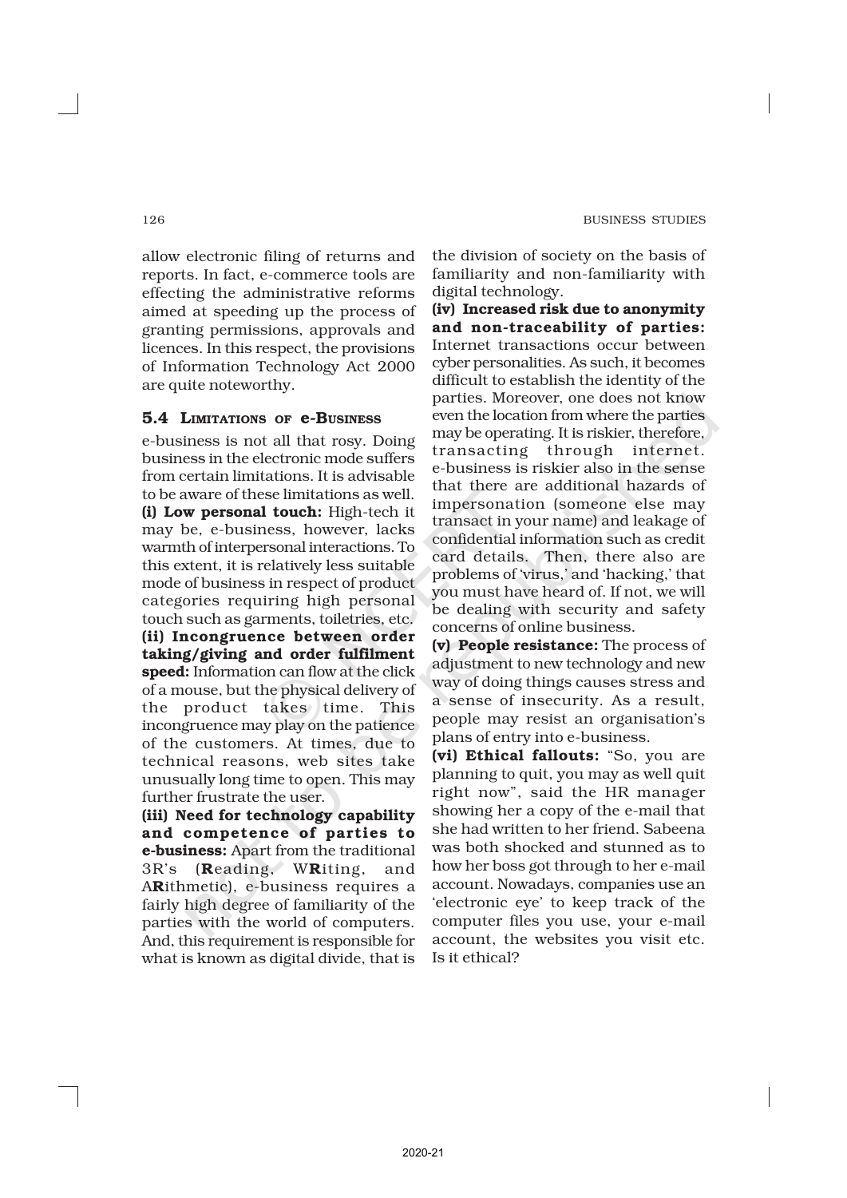allow electronic filing of returns and reports. In fact, e-commerce tools are effecting the administrative reforms aimed at speeding up the process of granting permissions, approvals and licences. In this respect, the provisions of Information Technology Act 2000 are quite noteworthy.

## 5.4 Limitations of e-Business

e-business is not all that rosy. Doing business in the electronic mode suffers from certain limitations. It is advisable to be aware of these limitations as well.

**(i) Low personal touch:** High-tech it may be, e-business, however, lacks warmth of interpersonal interactions. To this extent, it is relatively less suitable mode of business in respect of product categories requiring high personal touch such as garments, toiletries, etc.

**(ii) Incongruence between order taking/giving and order fulfilment speed:** Information can flow at the click of a mouse, but the physical delivery of the product takes time. This incongruence may play on the patience of the customers. At times, due to technical reasons, web sites take unusually long time to open. This may further frustrate the user.

**(iii) Need for technology capability and competence of parties to e-business:** Apart from the traditional 3R's (**R**eading, W**R**iting, and A**R**ithmetic), e-business requires a fairly high degree of familiarity of the parties with the world of computers. And, this requirement is responsible for what is known as digital divide, that is the division of society on the basis of familiarity and non-familiarity with digital technology.

**(iv) Increased risk due to anonymity and non-traceability of parties:** Internet transactions occur between cyber personalities. As such, it becomes difficult to establish the identity of the parties. Moreover, one does not know even the location from where the parties may be operating. It is riskier, therefore, transacting through internet. e-business is riskier also in the sense that there are additional hazards of impersonation (someone else may transact in your name) and leakage of confidential information such as credit card details. Then, there also are problems of 'virus,' and 'hacking,' that you must have heard of. If not, we will be dealing with security and safety concerns of online business.

**(v) People resistance:** The process of adjustment to new technology and new way of doing things causes stress and a sense of insecurity. As a result, people may resist an organisation's plans of entry into e-business.

**(vi) Ethical fallouts:** "So, you are planning to quit, you may as well quit right now", said the HR manager showing her a copy of the e-mail that she had written to her friend. Sabeena was both shocked and stunned as to how her boss got through to her e-mail account. Nowadays, companies use an 'electronic eye' to keep track of the computer files you use, your e-mail account, the websites you visit etc. Is it ethical?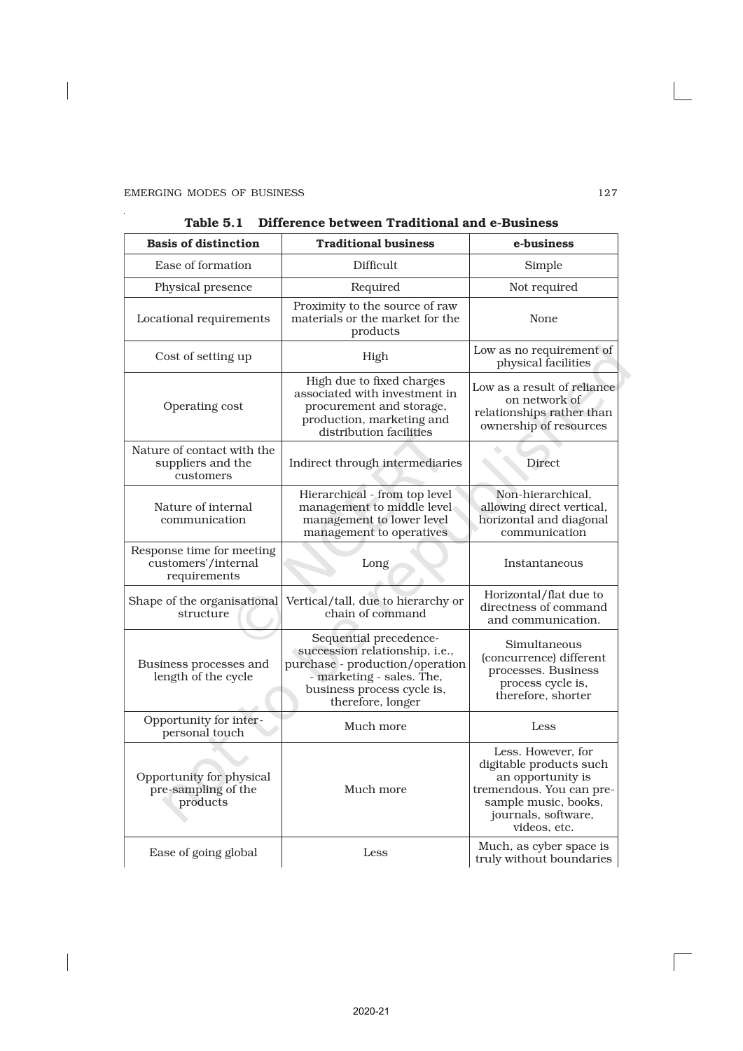**Table 5.1 Difference between Traditional and e-Business**

| Basis of distinction | Traditional business | e-business |
|---|---|---|
| Ease of formation | Difficult | Simple |
| Physical presence | Required | Not required |
| Locational requirements | Proximity to the source of raw materials or the market for the products | None |
| Cost of setting up | High | Low as no requirement of physical facilities |
| Operating cost | High due to fixed charges associated with investment in procurement and storage, production, marketing and distribution facilities | Low as a result of reliance on network of relationships rather than ownership of resources |
| Nature of contact with the suppliers and the customers | Indirect through intermediaries | Direct |
| Nature of internal communication | Hierarchical - from top level management to middle level management to lower level management to operatives | Non-hierarchical, allowing direct vertical, horizontal and diagonal communication |
| Response time for meeting customers'/internal requirements | Long | Instantaneous |
| Shape of the organisational structure | Vertical/tall, due to hierarchy or chain of command | Horizontal/flat due to directness of command and communication. |
| Business processes and length of the cycle | Sequential precedence-succession relationship, i.e., purchase - production/operation - marketing - sales. The, business process cycle is, therefore, longer | Simultaneous (concurrence) different processes. Business process cycle is, therefore, shorter |
| Opportunity for inter-personal touch | Much more | Less |
| Opportunity for physical pre-sampling of the products | Much more | Less. However, for digitable products such an opportunity is tremendous. You can pre-sample music, books, journals, software, videos, etc. |
| Ease of going global | Less | Much, as cyber space is truly without boundaries |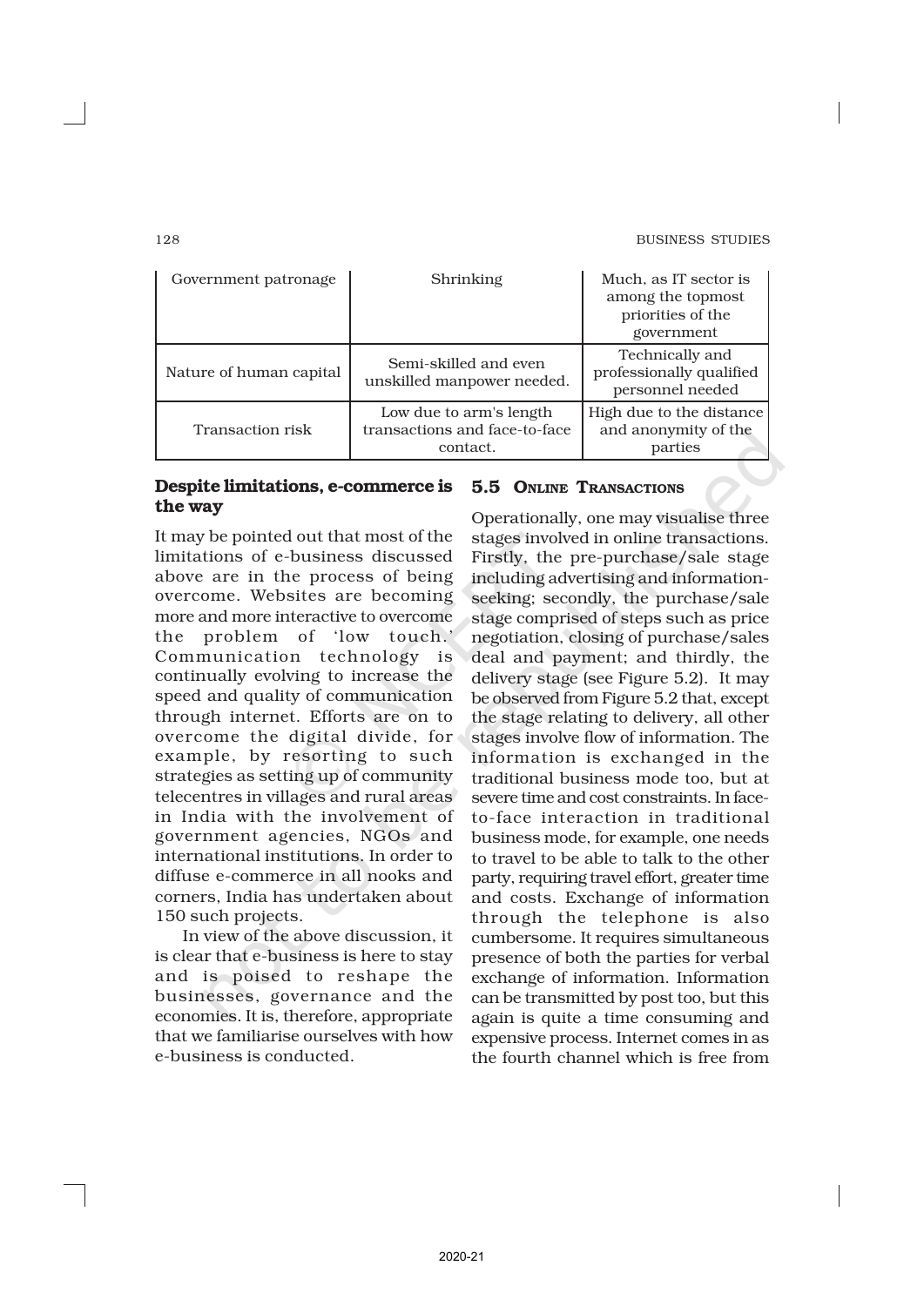| Government patronage | Shrinking | Much, as IT sector is among the topmost priorities of the government |
|---|---|---|
| Nature of human capital | Semi-skilled and even unskilled manpower needed. | Technically and professionally qualified personnel needed |
| Transaction risk | Low due to arm's length transactions and face-to-face contact. | High due to the distance and anonymity of the parties |

**Despite limitations, e-commerce is the way**

It may be pointed out that most of the limitations of e-business discussed above are in the process of being overcome. Websites are becoming more and more interactive to overcome the problem of 'low touch.' Communication technology is continually evolving to increase the speed and quality of communication through internet. Efforts are on to overcome the digital divide, for example, by resorting to such strategies as setting up of community telecentres in villages and rural areas in India with the involvement of government agencies, NGOs and international institutions. In order to diffuse e-commerce in all nooks and corners, India has undertaken about 150 such projects.

In view of the above discussion, it is clear that e-business is here to stay and is poised to reshape the businesses, governance and the economies. It is, therefore, appropriate that we familiarise ourselves with how e-business is conducted.

## 5.5 Online Transactions

Operationally, one may visualise three stages involved in online transactions. Firstly, the pre-purchase/sale stage including advertising and information-seeking; secondly, the purchase/sale stage comprised of steps such as price negotiation, closing of purchase/sales deal and payment; and thirdly, the delivery stage (see Figure 5.2). It may be observed from Figure 5.2 that, except the stage relating to delivery, all other stages involve flow of information. The information is exchanged in the traditional business mode too, but at severe time and cost constraints. In face-to-face interaction in traditional business mode, for example, one needs to travel to be able to talk to the other party, requiring travel effort, greater time and costs. Exchange of information through the telephone is also cumbersome. It requires simultaneous presence of both the parties for verbal exchange of information. Information can be transmitted by post too, but this again is quite a time consuming and expensive process. Internet comes in as the fourth channel which is free from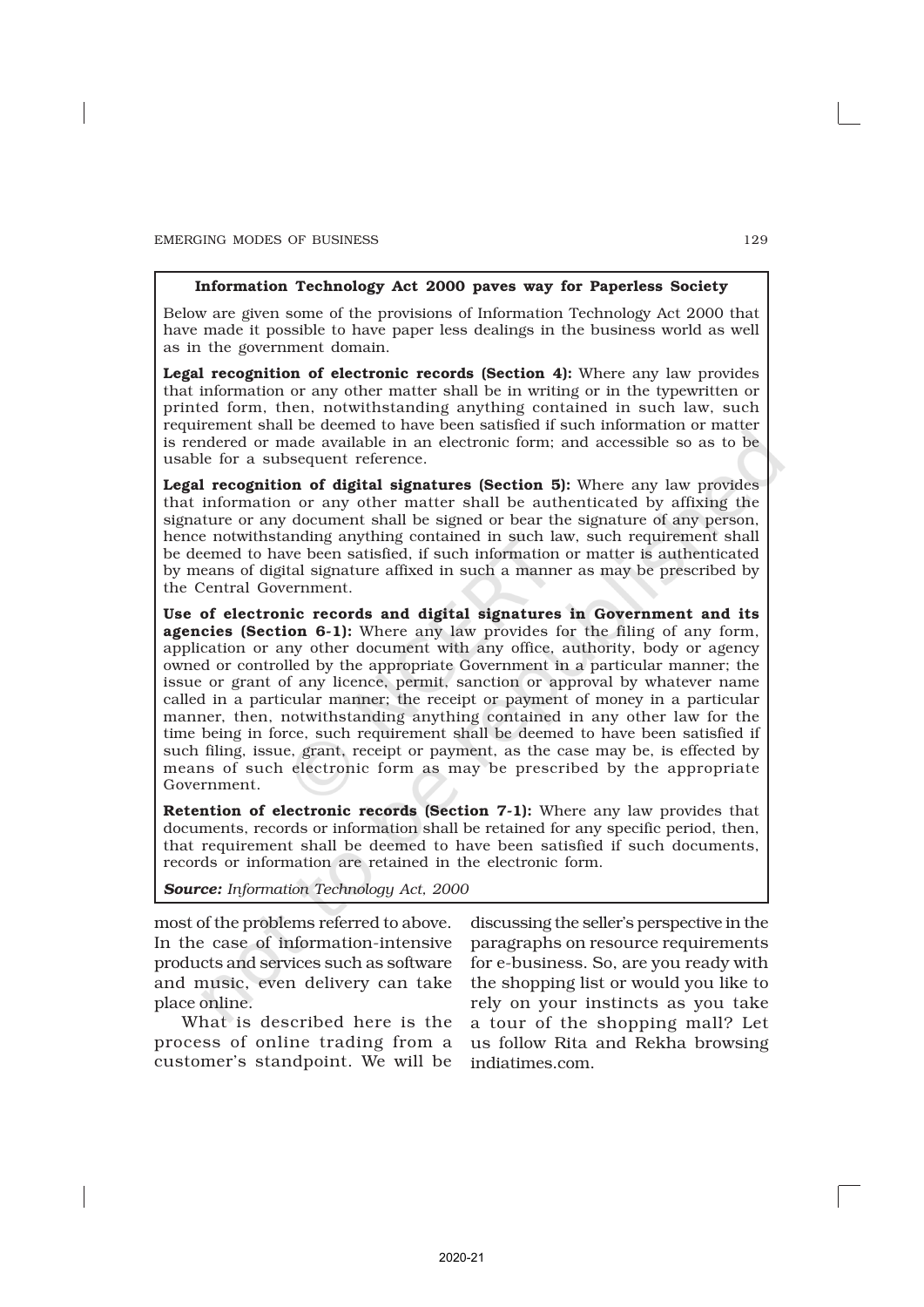**Information Technology Act 2000 paves way for Paperless Society**

Below are given some of the provisions of Information Technology Act 2000 that have made it possible to have paper less dealings in the business world as well as in the government domain.

**Legal recognition of electronic records (Section 4):** Where any law provides that information or any other matter shall be in writing or in the typewritten or printed form, then, notwithstanding anything contained in such law, such requirement shall be deemed to have been satisfied if such information or matter is rendered or made available in an electronic form; and accessible so as to be usable for a subsequent reference.

**Legal recognition of digital signatures (Section 5):** Where any law provides that information or any other matter shall be authenticated by affixing the signature or any document shall be signed or bear the signature of any person, hence notwithstanding anything contained in such law, such requirement shall be deemed to have been satisfied, if such information or matter is authenticated by means of digital signature affixed in such a manner as may be prescribed by the Central Government.

**Use of electronic records and digital signatures in Government and its agencies (Section 6-1):** Where any law provides for the filing of any form, application or any other document with any office, authority, body or agency owned or controlled by the appropriate Government in a particular manner; the issue or grant of any licence, permit, sanction or approval by whatever name called in a particular manner; the receipt or payment of money in a particular manner, then, notwithstanding anything contained in any other law for the time being in force, such requirement shall be deemed to have been satisfied if such filing, issue, grant, receipt or payment, as the case may be, is effected by means of such electronic form as may be prescribed by the appropriate Government.

**Retention of electronic records (Section 7-1):** Where any law provides that documents, records or information shall be retained for any specific period, then, that requirement shall be deemed to have been satisfied if such documents, records or information are retained in the electronic form.

***Source:*** *Information Technology Act, 2000*

most of the problems referred to above. In the case of information-intensive products and services such as software and music, even delivery can take place online.

What is described here is the process of online trading from a customer's standpoint. We will be discussing the seller's perspective in the paragraphs on resource requirements for e-business. So, are you ready with the shopping list or would you like to rely on your instincts as you take a tour of the shopping mall? Let us follow Rita and Rekha browsing indiatimes.com.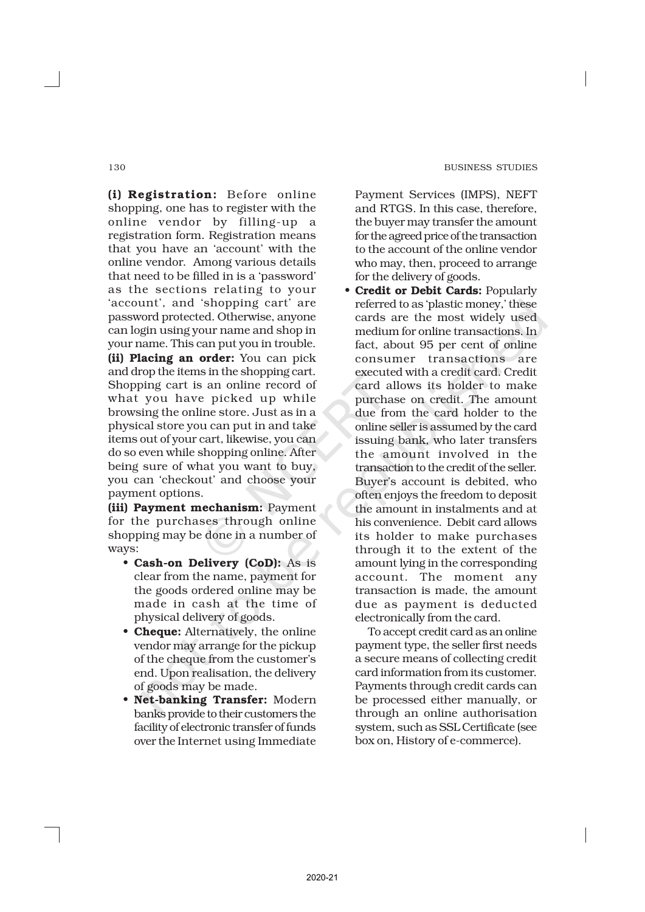**(i) Registration:** Before online shopping, one has to register with the online vendor by filling-up a registration form. Registration means that you have an 'account' with the online vendor. Among various details that need to be filled in is a 'password' as the sections relating to your 'account', and 'shopping cart' are password protected. Otherwise, anyone can login using your name and shop in your name. This can put you in trouble.

**(ii) Placing an order:** You can pick and drop the items in the shopping cart. Shopping cart is an online record of what you have picked up while browsing the online store. Just as in a physical store you can put in and take items out of your cart, likewise, you can do so even while shopping online. After being sure of what you want to buy, you can 'checkout' and choose your payment options.

**(iii) Payment mechanism:** Payment for the purchases through online shopping may be done in a number of ways:

- **Cash-on Delivery (CoD):** As is clear from the name, payment for the goods ordered online may be made in cash at the time of physical delivery of goods.
- **Cheque:** Alternatively, the online vendor may arrange for the pickup of the cheque from the customer's end. Upon realisation, the delivery of goods may be made.
- **Net-banking Transfer:** Modern banks provide to their customers the facility of electronic transfer of funds over the Internet using Immediate Payment Services (IMPS), NEFT and RTGS. In this case, therefore, the buyer may transfer the amount for the agreed price of the transaction to the account of the online vendor who may, then, proceed to arrange for the delivery of goods.
- **Credit or Debit Cards:** Popularly referred to as 'plastic money,' these cards are the most widely used medium for online transactions. In fact, about 95 per cent of online consumer transactions are executed with a credit card. Credit card allows its holder to make purchase on credit. The amount due from the card holder to the online seller is assumed by the card issuing bank, who later transfers the amount involved in the transaction to the credit of the seller. Buyer's account is debited, who often enjoys the freedom to deposit the amount in instalments and at his convenience. Debit card allows its holder to make purchases through it to the extent of the amount lying in the corresponding account. The moment any transaction is made, the amount due as payment is deducted electronically from the card.

To accept credit card as an online payment type, the seller first needs a secure means of collecting credit card information from its customer. Payments through credit cards can be processed either manually, or through an online authorisation system, such as SSL Certificate (see box on, History of e-commerce).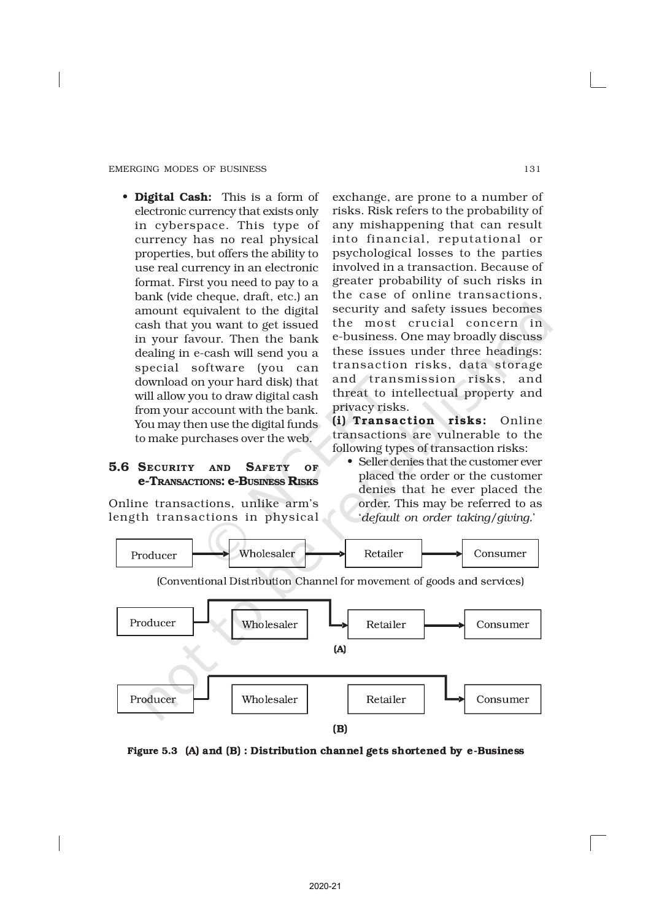- **Digital Cash:** This is a form of electronic currency that exists only in cyberspace. This type of currency has no real physical properties, but offers the ability to use real currency in an electronic format. First you need to pay to a bank (vide cheque, draft, etc.) an amount equivalent to the digital cash that you want to get issued in your favour. Then the bank dealing in e-cash will send you a special software (you can download on your hard disk) that will allow you to draw digital cash from your account with the bank. You may then use the digital funds to make purchases over the web.

## 5.6 Security and Safety of e-Transactions: e-Business Risks

Online transactions, unlike arm's length transactions in physical exchange, are prone to a number of risks. Risk refers to the probability of any mishappening that can result into financial, reputational or psychological losses to the parties involved in a transaction. Because of greater probability of such risks in the case of online transactions, security and safety issues becomes the most crucial concern in e-business. One may broadly discuss these issues under three headings: transaction risks, data storage and transmission risks, and threat to intellectual property and privacy risks.

**(i) Transaction risks:** Online transactions are vulnerable to the following types of transaction risks:

- Seller denies that the customer ever placed the order or the customer denies that he ever placed the order. This may be referred to as '*default on order taking/giving.*'

Producer → Wholesaler → Retailer → Consumer

(Conventional Distribution Channel for movement of goods and services)

Producer → (bypassing Wholesaler) → Retailer → Consumer

(A)

Producer → (bypassing Wholesaler and Retailer) → Consumer

(B)

**Figure 5.3 (A) and (B) : Distribution channel gets shortened by e-Business**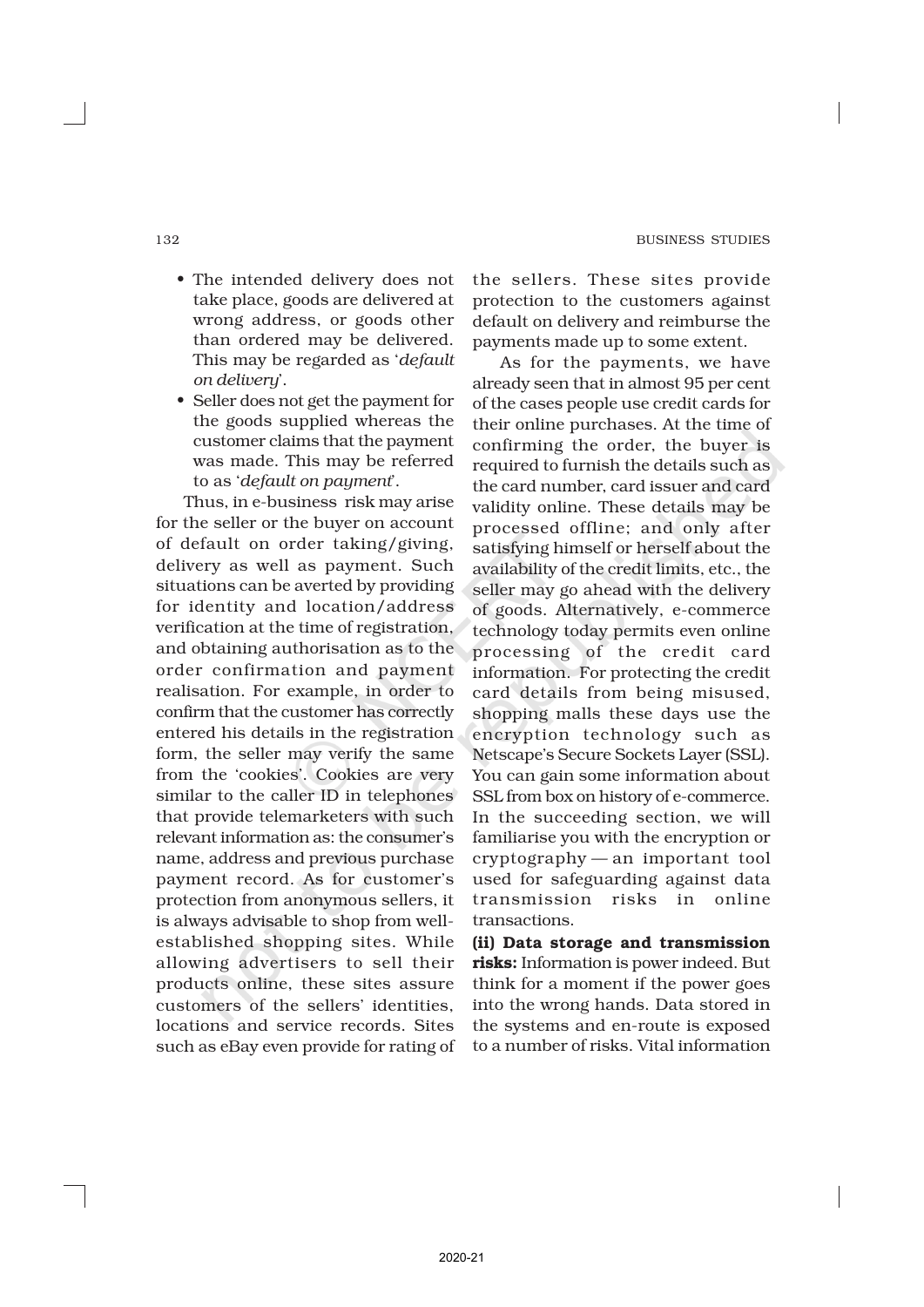- The intended delivery does not take place, goods are delivered at wrong address, or goods other than ordered may be delivered. This may be regarded as '*default on delivery*'.
- Seller does not get the payment for the goods supplied whereas the customer claims that the payment was made. This may be referred to as '*default on payment*'.

Thus, in e-business risk may arise for the seller or the buyer on account of default on order taking/giving, delivery as well as payment. Such situations can be averted by providing for identity and location/address verification at the time of registration, and obtaining authorisation as to the order confirmation and payment realisation. For example, in order to confirm that the customer has correctly entered his details in the registration form, the seller may verify the same from the 'cookies'. Cookies are very similar to the caller ID in telephones that provide telemarketers with such relevant information as: the consumer's name, address and previous purchase payment record. As for customer's protection from anonymous sellers, it is always advisable to shop from well-established shopping sites. While allowing advertisers to sell their products online, these sites assure customers of the sellers' identities, locations and service records. Sites such as eBay even provide for rating of the sellers. These sites provide protection to the customers against default on delivery and reimburse the payments made up to some extent.

As for the payments, we have already seen that in almost 95 per cent of the cases people use credit cards for their online purchases. At the time of confirming the order, the buyer is required to furnish the details such as the card number, card issuer and card validity online. These details may be processed offline; and only after satisfying himself or herself about the availability of the credit limits, etc., the seller may go ahead with the delivery of goods. Alternatively, e-commerce technology today permits even online processing of the credit card information. For protecting the credit card details from being misused, shopping malls these days use the encryption technology such as Netscape's Secure Sockets Layer (SSL). You can gain some information about SSL from box on history of e-commerce. In the succeeding section, we will familiarise you with the encryption or cryptography — an important tool used for safeguarding against data transmission risks in online transactions.

**(ii) Data storage and transmission risks:** Information is power indeed. But think for a moment if the power goes into the wrong hands. Data stored in the systems and en-route is exposed to a number of risks. Vital information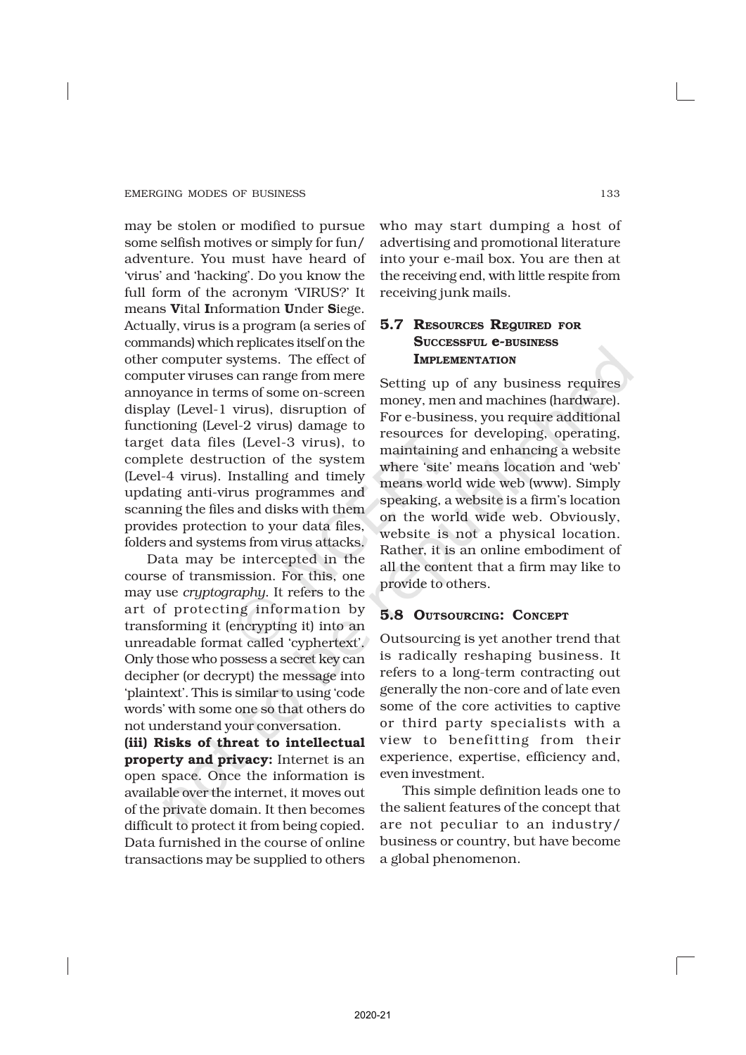may be stolen or modified to pursue some selfish motives or simply for fun/ adventure. You must have heard of 'virus' and 'hacking'. Do you know the full form of the acronym 'VIRUS?' It means **V**ital **I**nformation **U**nder **S**iege. Actually, virus is a program (a series of commands) which replicates itself on the other computer systems. The effect of computer viruses can range from mere annoyance in terms of some on-screen display (Level-1 virus), disruption of functioning (Level-2 virus) damage to target data files (Level-3 virus), to complete destruction of the system (Level-4 virus). Installing and timely updating anti-virus programmes and scanning the files and disks with them provides protection to your data files, folders and systems from virus attacks.

Data may be intercepted in the course of transmission. For this, one may use *cryptography*. It refers to the art of protecting information by transforming it (encrypting it) into an unreadable format called 'cyphertext'. Only those who possess a secret key can decipher (or decrypt) the message into 'plaintext'. This is similar to using 'code words' with some one so that others do not understand your conversation.

**(iii) Risks of threat to intellectual property and privacy:** Internet is an open space. Once the information is available over the internet, it moves out of the private domain. It then becomes difficult to protect it from being copied. Data furnished in the course of online transactions may be supplied to others who may start dumping a host of advertising and promotional literature into your e-mail box. You are then at the receiving end, with little respite from receiving junk mails.

## 5.7 Resources Required for Successful e-Business Implementation

Setting up of any business requires money, men and machines (hardware). For e-business, you require additional resources for developing, operating, maintaining and enhancing a website where 'site' means location and 'web' means world wide web (www). Simply speaking, a website is a firm's location on the world wide web. Obviously, website is not a physical location. Rather, it is an online embodiment of all the content that a firm may like to provide to others.

## 5.8 Outsourcing: Concept

Outsourcing is yet another trend that is radically reshaping business. It refers to a long-term contracting out generally the non-core and of late even some of the core activities to captive or third party specialists with a view to benefitting from their experience, expertise, efficiency and, even investment.

This simple definition leads one to the salient features of the concept that are not peculiar to an industry/ business or country, but have become a global phenomenon.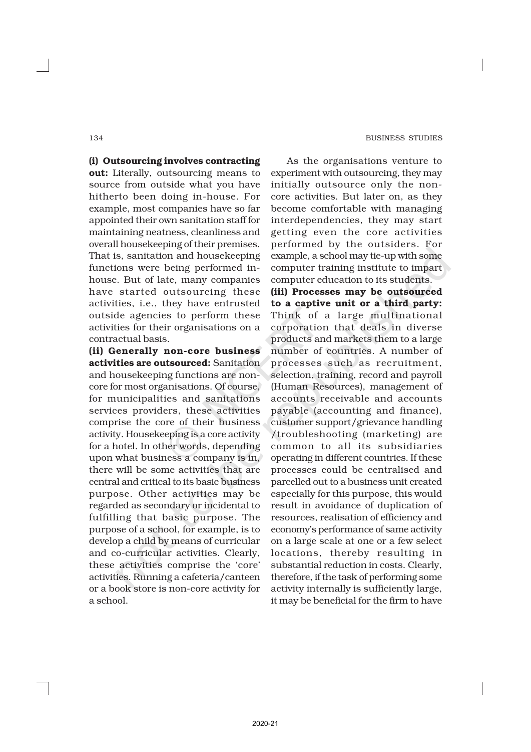**(i) Outsourcing involves contracting out:** Literally, outsourcing means to source from outside what you have hitherto been doing in-house. For example, most companies have so far appointed their own sanitation staff for maintaining neatness, cleanliness and overall housekeeping of their premises. That is, sanitation and housekeeping functions were being performed in-house. But of late, many companies have started outsourcing these activities, i.e., they have entrusted outside agencies to perform these activities for their organisations on a contractual basis.

**(ii) Generally non-core business activities are outsourced:** Sanitation and housekeeping functions are non-core for most organisations. Of course, for municipalities and sanitations services providers, these activities comprise the core of their business activity. Housekeeping is a core activity for a hotel. In other words, depending upon what business a company is in, there will be some activities that are central and critical to its basic business purpose. Other activities may be regarded as secondary or incidental to fulfilling that basic purpose. The purpose of a school, for example, is to develop a child by means of curricular and co-curricular activities. Clearly, these activities comprise the 'core' activities. Running a cafeteria/canteen or a book store is non-core activity for a school.

As the organisations venture to experiment with outsourcing, they may initially outsource only the non-core activities. But later on, as they become comfortable with managing interdependencies, they may start getting even the core activities performed by the outsiders. For example, a school may tie-up with some computer training institute to impart computer education to its students.

**(iii) Processes may be outsourced to a captive unit or a third party:** Think of a large multinational corporation that deals in diverse products and markets them to a large number of countries. A number of processes such as recruitment, selection, training, record and payroll (Human Resources), management of accounts receivable and accounts payable (accounting and finance), customer support/grievance handling /troubleshooting (marketing) are common to all its subsidiaries operating in different countries. If these processes could be centralised and parcelled out to a business unit created especially for this purpose, this would result in avoidance of duplication of resources, realisation of efficiency and economy's performance of same activity on a large scale at one or a few select locations, thereby resulting in substantial reduction in costs. Clearly, therefore, if the task of performing some activity internally is sufficiently large, it may be beneficial for the firm to have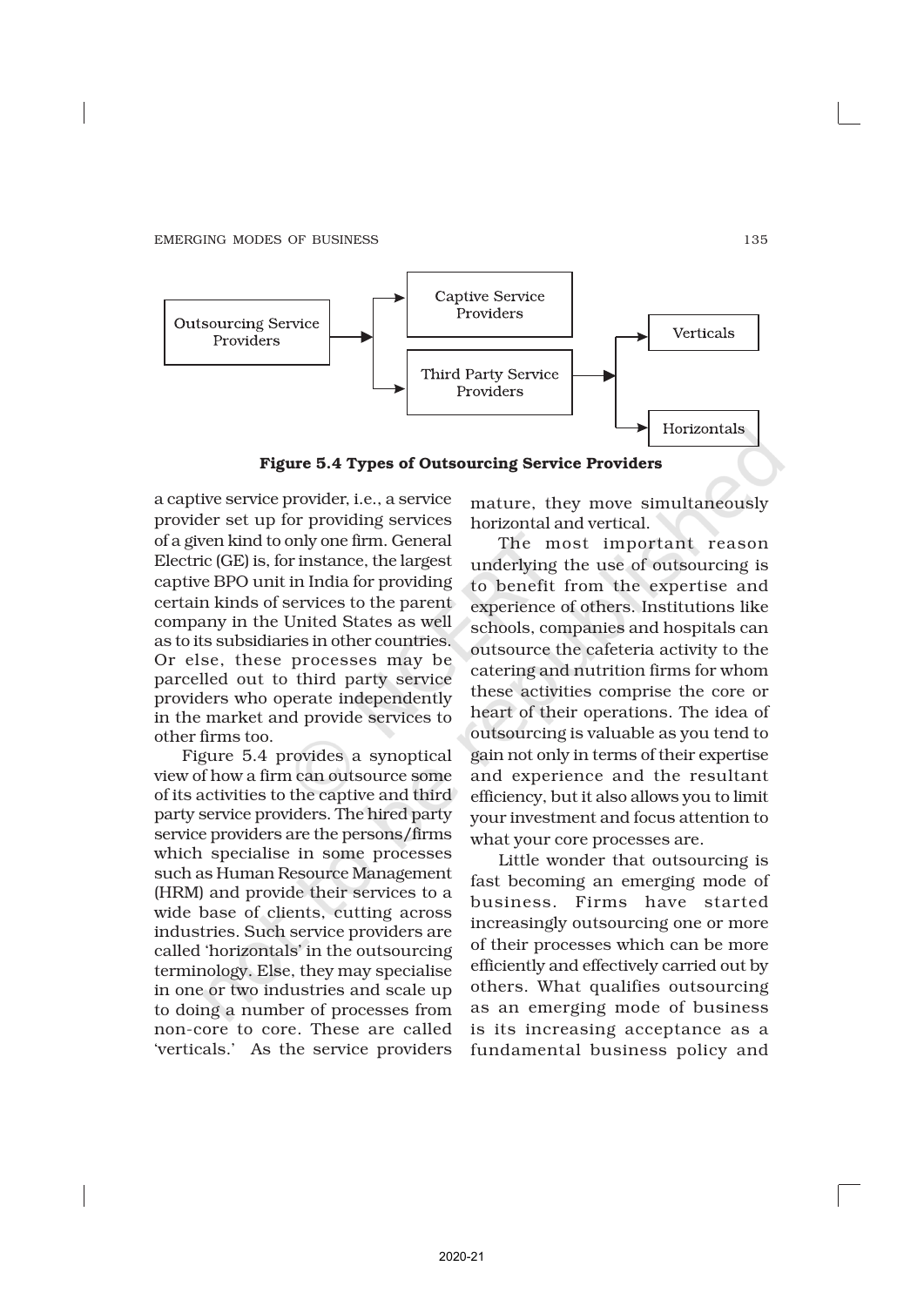```
                                                  ┌─────────────────────────┐
                                             ┌──▶ │ Captive Service         │
                                             │    │ Providers               │
┌─────────────────────┐                      │    └─────────────────────────┘           ┌────────────┐
│ Outsourcing Service │ ─────────────────────┤                                     ┌──▶ │ Verticals  │
│ Providers           │                      │    ┌─────────────────────────┐      │    └────────────┘
└─────────────────────┘                      └──▶ │ Third Party Service     │ ─────┤
                                                  │ Providers               │      │    ┌─────────────┐
                                                  └─────────────────────────┘      └──▶ │ Horizontals │
                                                                                        └─────────────┘
```

**Figure 5.4 Types of Outsourcing Service Providers**

a captive service provider, i.e., a service provider set up for providing services of a given kind to only one firm. General Electric (GE) is, for instance, the largest captive BPO unit in India for providing certain kinds of services to the parent company in the United States as well as to its subsidiaries in other countries. Or else, these processes may be parcelled out to third party service providers who operate independently in the market and provide services to other firms too.

Figure 5.4 provides a synoptical view of how a firm can outsource some of its activities to the captive and third party service providers. The hired party service providers are the persons/firms which specialise in some processes such as Human Resource Management (HRM) and provide their services to a wide base of clients, cutting across industries. Such service providers are called 'horizontals' in the outsourcing terminology. Else, they may specialise in one or two industries and scale up to doing a number of processes from non-core to core. These are called 'verticals.' As the service providers mature, they move simultaneously horizontal and vertical.

The most important reason underlying the use of outsourcing is to benefit from the expertise and experience of others. Institutions like schools, companies and hospitals can outsource the cafeteria activity to the catering and nutrition firms for whom these activities comprise the core or heart of their operations. The idea of outsourcing is valuable as you tend to gain not only in terms of their expertise and experience and the resultant efficiency, but it also allows you to limit your investment and focus attention to what your core processes are.

Little wonder that outsourcing is fast becoming an emerging mode of business. Firms have started increasingly outsourcing one or more of their processes which can be more efficiently and effectively carried out by others. What qualifies outsourcing as an emerging mode of business is its increasing acceptance as a fundamental business policy and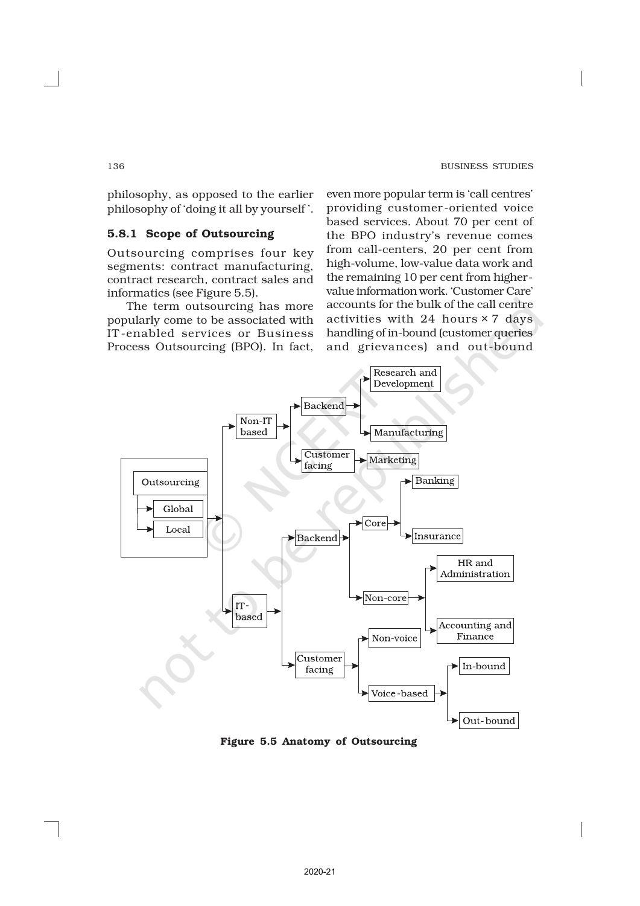philosophy, as opposed to the earlier philosophy of 'doing it all by yourself'.

### 5.8.1 Scope of Outsourcing

Outsourcing comprises four key segments: contract manufacturing, contract research, contract sales and informatics (see Figure 5.5).

The term outsourcing has more popularly come to be associated with IT-enabled services or Business Process Outsourcing (BPO). In fact, even more popular term is 'call centres' providing customer-oriented voice based services. About 70 per cent of the BPO industry's revenue comes from call-centers, 20 per cent from high-volume, low-value data work and the remaining 10 per cent from higher-value information work. 'Customer Care' accounts for the bulk of the call centre activities with 24 hours × 7 days handling of in-bound (customer queries and grievances) and out-bound

- Outsourcing
  - Global
  - Local
  - Non-IT based
    - Backend
      - Research and Development
      - Manufacturing
    - Customer facing
      - Marketing
  - IT-based
    - Backend
      - Core
        - Banking
        - Insurance
      - Non-core
        - HR and Administration
        - Accounting and Finance
    - Customer facing
      - Non-voice
      - Voice-based
        - In-bound
        - Out-bound

**Figure 5.5 Anatomy of Outsourcing**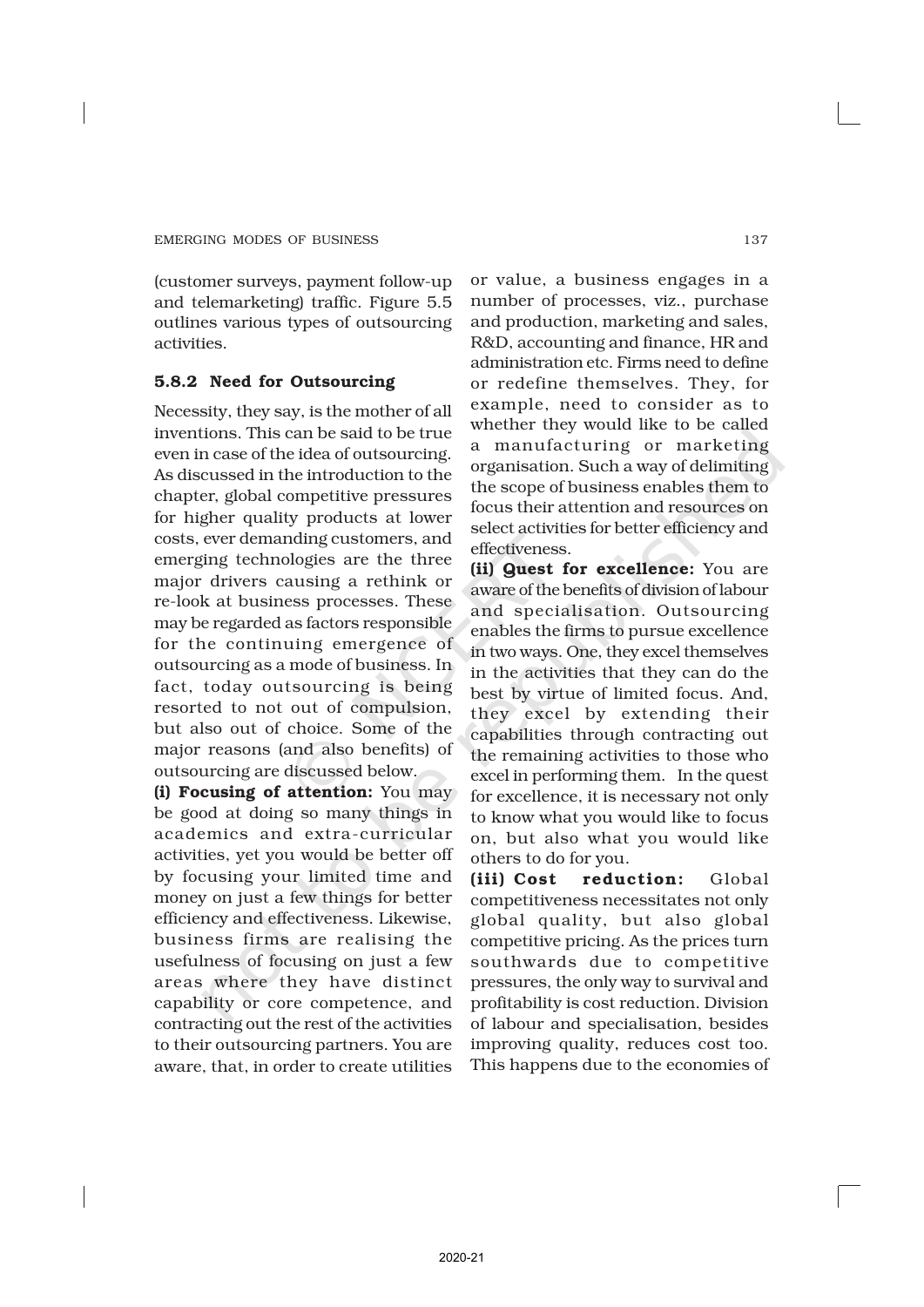(customer surveys, payment follow-up and telemarketing) traffic. Figure 5.5 outlines various types of outsourcing activities.

### 5.8.2 Need for Outsourcing

Necessity, they say, is the mother of all inventions. This can be said to be true even in case of the idea of outsourcing. As discussed in the introduction to the chapter, global competitive pressures for higher quality products at lower costs, ever demanding customers, and emerging technologies are the three major drivers causing a rethink or re-look at business processes. These may be regarded as factors responsible for the continuing emergence of outsourcing as a mode of business. In fact, today outsourcing is being resorted to not out of compulsion, but also out of choice. Some of the major reasons (and also benefits) of outsourcing are discussed below.

**(i) Focusing of attention:** You may be good at doing so many things in academics and extra-curricular activities, yet you would be better off by focusing your limited time and money on just a few things for better efficiency and effectiveness. Likewise, business firms are realising the usefulness of focusing on just a few areas where they have distinct capability or core competence, and contracting out the rest of the activities to their outsourcing partners. You are aware, that, in order to create utilities or value, a business engages in a number of processes, viz., purchase and production, marketing and sales, R&D, accounting and finance, HR and administration etc. Firms need to define or redefine themselves. They, for example, need to consider as to whether they would like to be called a manufacturing or marketing organisation. Such a way of delimiting the scope of business enables them to focus their attention and resources on select activities for better efficiency and effectiveness.

**(ii) Quest for excellence:** You are aware of the benefits of division of labour and specialisation. Outsourcing enables the firms to pursue excellence in two ways. One, they excel themselves in the activities that they can do the best by virtue of limited focus. And, they excel by extending their capabilities through contracting out the remaining activities to those who excel in performing them. In the quest for excellence, it is necessary not only to know what you would like to focus on, but also what you would like others to do for you.

**(iii) Cost reduction:** Global competitiveness necessitates not only global quality, but also global competitive pricing. As the prices turn southwards due to competitive pressures, the only way to survival and profitability is cost reduction. Division of labour and specialisation, besides improving quality, reduces cost too. This happens due to the economies of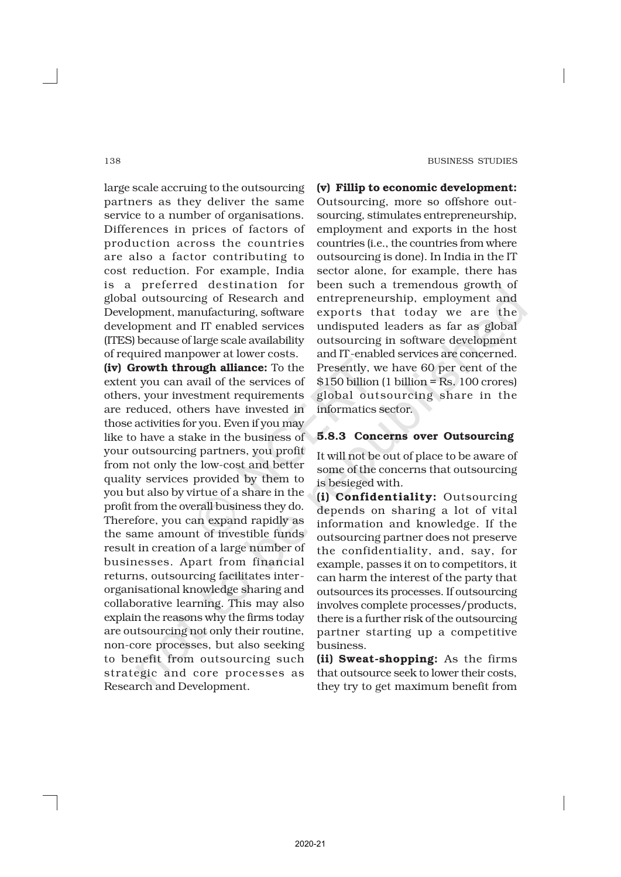large scale accruing to the outsourcing partners as they deliver the same service to a number of organisations. Differences in prices of factors of production across the countries are also a factor contributing to cost reduction. For example, India is a preferred destination for global outsourcing of Research and Development, manufacturing, software development and IT enabled services (ITES) because of large scale availability of required manpower at lower costs.

**(iv) Growth through alliance:** To the extent you can avail of the services of others, your investment requirements are reduced, others have invested in those activities for you. Even if you may like to have a stake in the business of your outsourcing partners, you profit from not only the low-cost and better quality services provided by them to you but also by virtue of a share in the profit from the overall business they do. Therefore, you can expand rapidly as the same amount of investible funds result in creation of a large number of businesses. Apart from financial returns, outsourcing facilitates inter-organisational knowledge sharing and collaborative learning. This may also explain the reasons why the firms today are outsourcing not only their routine, non-core processes, but also seeking to benefit from outsourcing such strategic and core processes as Research and Development.

**(v) Fillip to economic development:** Outsourcing, more so offshore outsourcing, stimulates entrepreneurship, employment and exports in the host countries (i.e., the countries from where outsourcing is done). In India in the IT sector alone, for example, there has been such a tremendous growth of entrepreneurship, employment and exports that today we are the undisputed leaders as far as global outsourcing in software development and IT-enabled services are concerned. Presently, we have 60 per cent of the $150 billion (1 billion = Rs. 100 crores) global outsourcing share in the informatics sector.

### 5.8.3 Concerns over Outsourcing

It will not be out of place to be aware of some of the concerns that outsourcing is besieged with.

**(i) Confidentiality:** Outsourcing depends on sharing a lot of vital information and knowledge. If the outsourcing partner does not preserve the confidentiality, and, say, for example, passes it on to competitors, it can harm the interest of the party that outsources its processes. If outsourcing involves complete processes/products, there is a further risk of the outsourcing partner starting up a competitive business.

**(ii) Sweat-shopping:** As the firms that outsource seek to lower their costs, they try to get maximum benefit from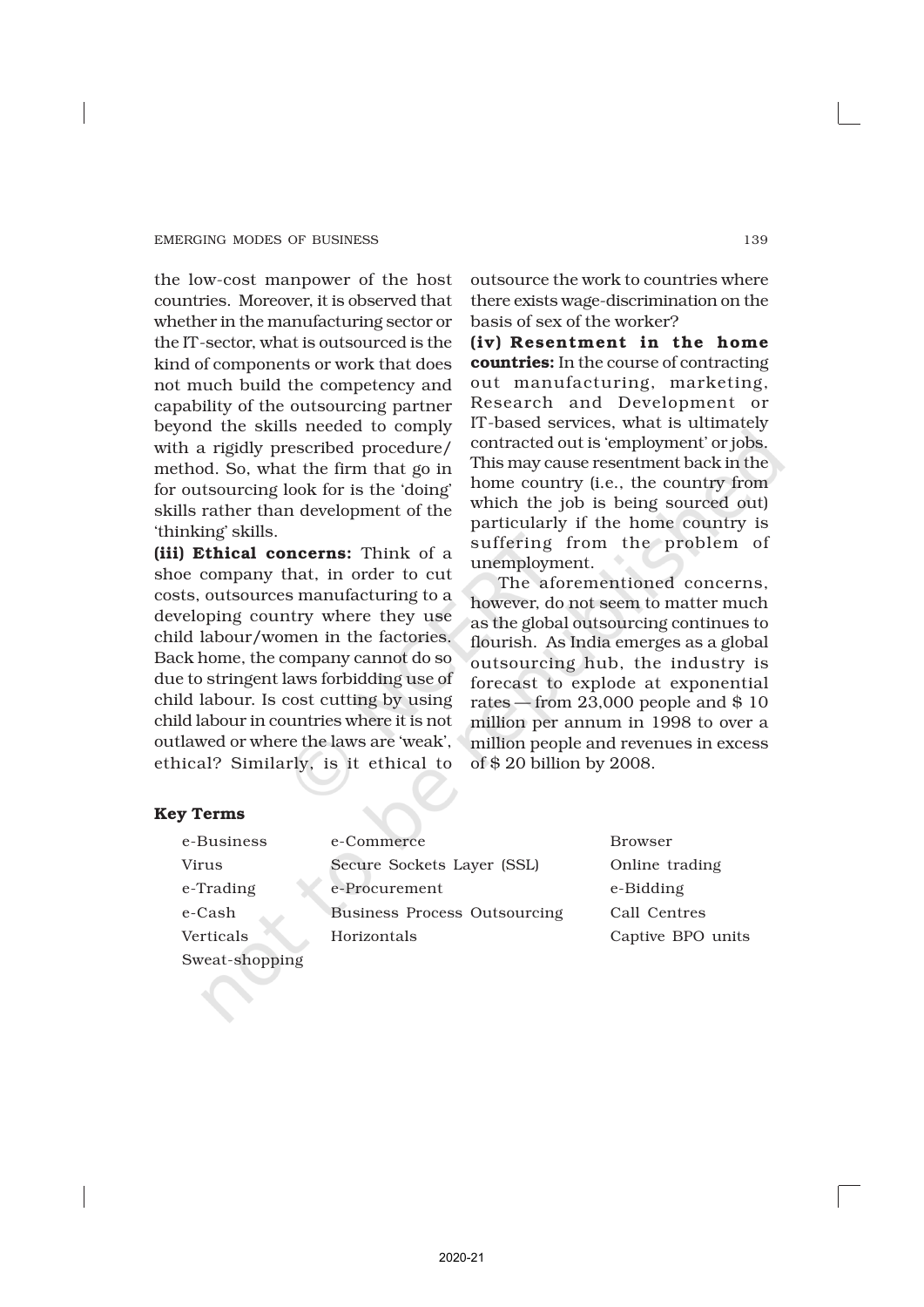the low-cost manpower of the host countries. Moreover, it is observed that whether in the manufacturing sector or the IT-sector, what is outsourced is the kind of components or work that does not much build the competency and capability of the outsourcing partner beyond the skills needed to comply with a rigidly prescribed procedure/ method. So, what the firm that go in for outsourcing look for is the 'doing' skills rather than development of the 'thinking' skills.

**(iii) Ethical concerns:** Think of a shoe company that, in order to cut costs, outsources manufacturing to a developing country where they use child labour/women in the factories. Back home, the company cannot do so due to stringent laws forbidding use of child labour. Is cost cutting by using child labour in countries where it is not outlawed or where the laws are 'weak', ethical? Similarly, is it ethical to outsource the work to countries where there exists wage-discrimination on the basis of sex of the worker?

**(iv) Resentment in the home countries:** In the course of contracting out manufacturing, marketing, Research and Development or IT-based services, what is ultimately contracted out is 'employment' or jobs. This may cause resentment back in the home country (i.e., the country from which the job is being sourced out) particularly if the home country is suffering from the problem of unemployment.

The aforementioned concerns, however, do not seem to matter much as the global outsourcing continues to flourish. As India emerges as a global outsourcing hub, the industry is forecast to explode at exponential rates — from 23,000 people and \$ 10 million per annum in 1998 to over a million people and revenues in excess of \$ 20 billion by 2008.

**Key Terms**

| | | |
|---|---|---|
| e-Business | e-Commerce | Browser |
| Virus | Secure Sockets Layer (SSL) | Online trading |
| e-Trading | e-Procurement | e-Bidding |
| e-Cash | Business Process Outsourcing | Call Centres |
| Verticals | Horizontals | Captive BPO units |
| Sweat-shopping | | |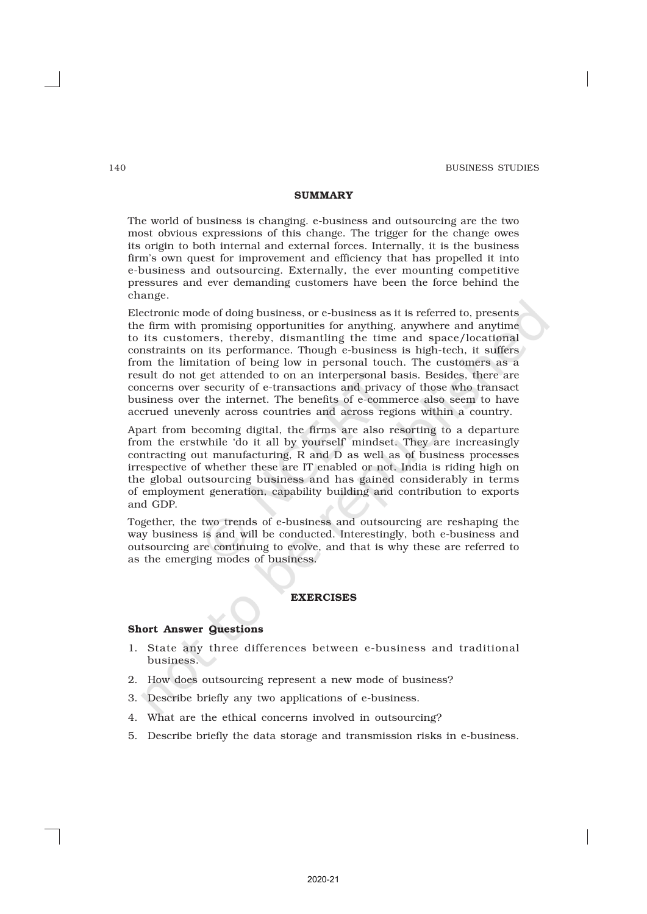## SUMMARY

The world of business is changing. e-business and outsourcing are the two most obvious expressions of this change. The trigger for the change owes its origin to both internal and external forces. Internally, it is the business firm's own quest for improvement and efficiency that has propelled it into e-business and outsourcing. Externally, the ever mounting competitive pressures and ever demanding customers have been the force behind the change.

Electronic mode of doing business, or e-business as it is referred to, presents the firm with promising opportunities for anything, anywhere and anytime to its customers, thereby, dismantling the time and space/locational constraints on its performance. Though e-business is high-tech, it suffers from the limitation of being low in personal touch. The customers as a result do not get attended to on an interpersonal basis. Besides, there are concerns over security of e-transactions and privacy of those who transact business over the internet. The benefits of e-commerce also seem to have accrued unevenly across countries and across regions within a country.

Apart from becoming digital, the firms are also resorting to a departure from the erstwhile 'do it all by yourself' mindset. They are increasingly contracting out manufacturing, R and D as well as of business processes irrespective of whether these are IT enabled or not. India is riding high on the global outsourcing business and has gained considerably in terms of employment generation, capability building and contribution to exports and GDP.

Together, the two trends of e-business and outsourcing are reshaping the way business is and will be conducted. Interestingly, both e-business and outsourcing are continuing to evolve, and that is why these are referred to as the emerging modes of business.

## EXERCISES

### Short Answer Questions

1. State any three differences between e-business and traditional business.
2. How does outsourcing represent a new mode of business?
3. Describe briefly any two applications of e-business.
4. What are the ethical concerns involved in outsourcing?
5. Describe briefly the data storage and transmission risks in e-business.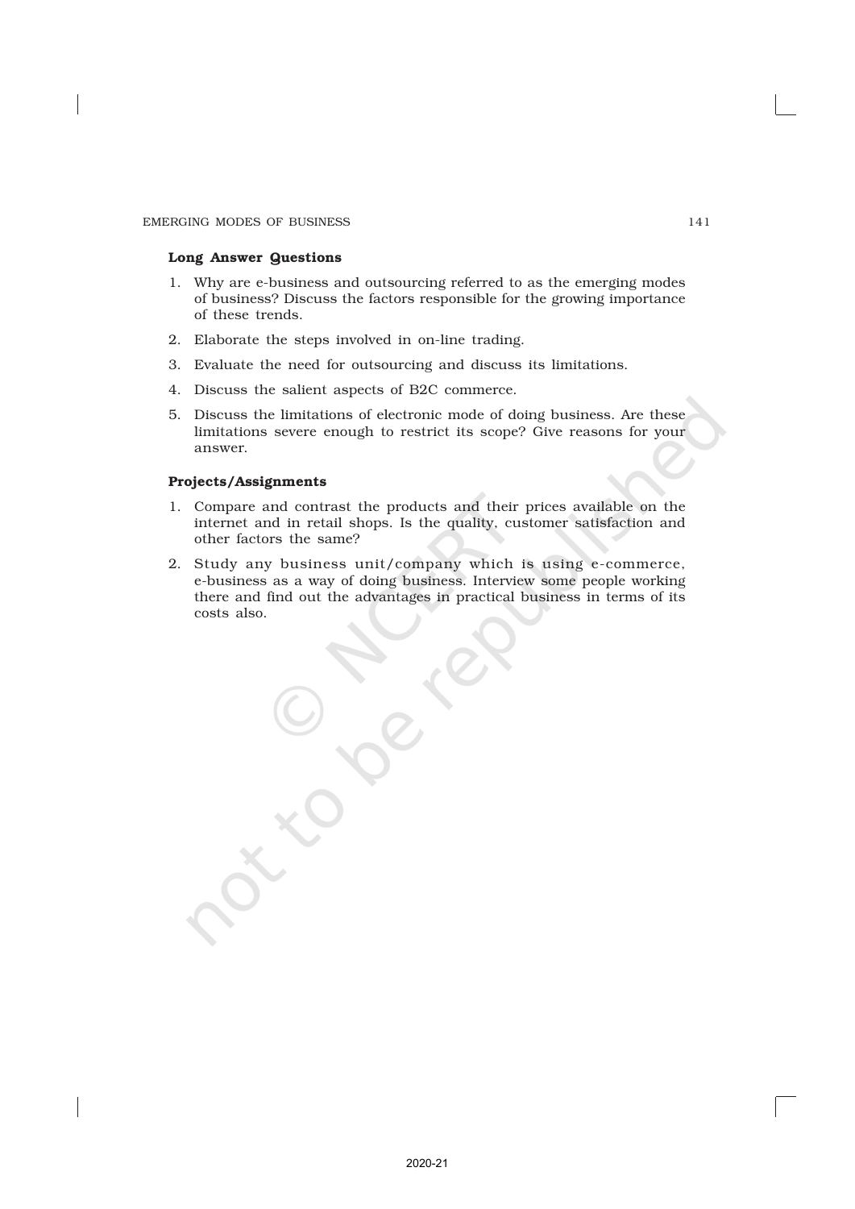**Long Answer Questions**

1. Why are e-business and outsourcing referred to as the emerging modes of business? Discuss the factors responsible for the growing importance of these trends.
2. Elaborate the steps involved in on-line trading.
3. Evaluate the need for outsourcing and discuss its limitations.
4. Discuss the salient aspects of B2C commerce.
5. Discuss the limitations of electronic mode of doing business. Are these limitations severe enough to restrict its scope? Give reasons for your answer.

**Projects/Assignments**

1. Compare and contrast the products and their prices available on the internet and in retail shops. Is the quality, customer satisfaction and other factors the same?
2. Study any business unit/company which is using e-commerce, e-business as a way of doing business. Interview some people working there and find out the advantages in practical business in terms of its costs also.